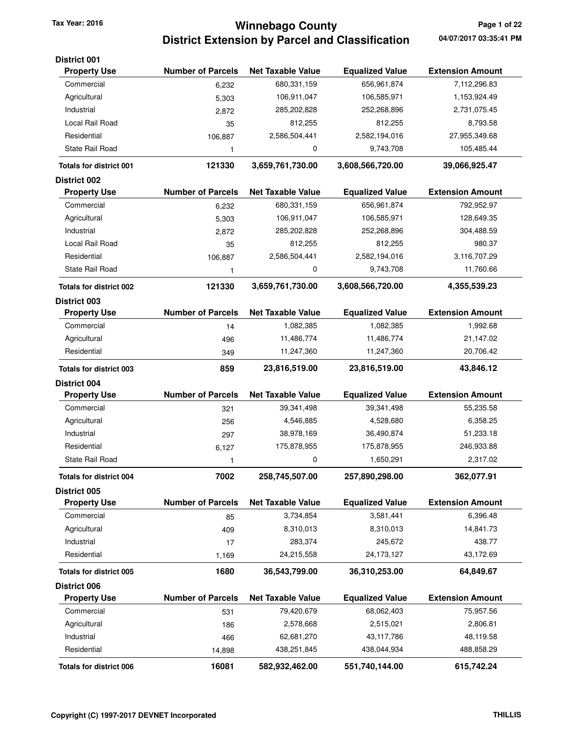# Winnebago County
## District Extension by Parcel and Classification

Tax Year: 2016

04/07/2017 03:35:41 PM

### District 001

| Property Use | Number of Parcels | Net Taxable Value | Equalized Value | Extension Amount |
|---|---|---|---|---|
| Commercial | 6,232 | 680,331,159 | 656,961,874 | 7,112,296.83 |
| Agricultural | 5,303 | 106,911,047 | 106,585,971 | 1,153,924.49 |
| Industrial | 2,872 | 285,202,828 | 252,268,896 | 2,731,075.45 |
| Local Rail Road | 35 | 812,255 | 812,255 | 8,793.58 |
| Residential | 106,887 | 2,586,504,441 | 2,582,194,016 | 27,955,349.68 |
| State Rail Road | 1 | 0 | 9,743,708 | 105,485.44 |
| **Totals for district 001** | **121330** | **3,659,761,730.00** | **3,608,566,720.00** | **39,066,925.47** |

### District 002

| Property Use | Number of Parcels | Net Taxable Value | Equalized Value | Extension Amount |
|---|---|---|---|---|
| Commercial | 6,232 | 680,331,159 | 656,961,874 | 792,952.97 |
| Agricultural | 5,303 | 106,911,047 | 106,585,971 | 128,649.35 |
| Industrial | 2,872 | 285,202,828 | 252,268,896 | 304,488.59 |
| Local Rail Road | 35 | 812,255 | 812,255 | 980.37 |
| Residential | 106,887 | 2,586,504,441 | 2,582,194,016 | 3,116,707.29 |
| State Rail Road | 1 | 0 | 9,743,708 | 11,760.66 |
| **Totals for district 002** | **121330** | **3,659,761,730.00** | **3,608,566,720.00** | **4,355,539.23** |

### District 003

| Property Use | Number of Parcels | Net Taxable Value | Equalized Value | Extension Amount |
|---|---|---|---|---|
| Commercial | 14 | 1,082,385 | 1,082,385 | 1,992.68 |
| Agricultural | 496 | 11,486,774 | 11,486,774 | 21,147.02 |
| Residential | 349 | 11,247,360 | 11,247,360 | 20,706.42 |
| **Totals for district 003** | **859** | **23,816,519.00** | **23,816,519.00** | **43,846.12** |

### District 004

| Property Use | Number of Parcels | Net Taxable Value | Equalized Value | Extension Amount |
|---|---|---|---|---|
| Commercial | 321 | 39,341,498 | 39,341,498 | 55,235.58 |
| Agricultural | 256 | 4,546,885 | 4,528,680 | 6,358.25 |
| Industrial | 297 | 38,978,169 | 36,490,874 | 51,233.18 |
| Residential | 6,127 | 175,878,955 | 175,878,955 | 246,933.88 |
| State Rail Road | 1 | 0 | 1,650,291 | 2,317.02 |
| **Totals for district 004** | **7002** | **258,745,507.00** | **257,890,298.00** | **362,077.91** |

### District 005

| Property Use | Number of Parcels | Net Taxable Value | Equalized Value | Extension Amount |
|---|---|---|---|---|
| Commercial | 85 | 3,734,854 | 3,581,441 | 6,396.48 |
| Agricultural | 409 | 8,310,013 | 8,310,013 | 14,841.73 |
| Industrial | 17 | 283,374 | 245,672 | 438.77 |
| Residential | 1,169 | 24,215,558 | 24,173,127 | 43,172.69 |
| **Totals for district 005** | **1680** | **36,543,799.00** | **36,310,253.00** | **64,849.67** |

### District 006

| Property Use | Number of Parcels | Net Taxable Value | Equalized Value | Extension Amount |
|---|---|---|---|---|
| Commercial | 531 | 79,420,679 | 68,062,403 | 75,957.56 |
| Agricultural | 186 | 2,578,668 | 2,515,021 | 2,806.81 |
| Industrial | 466 | 62,681,270 | 43,117,786 | 48,119.58 |
| Residential | 14,898 | 438,251,845 | 438,044,934 | 488,858.29 |
| **Totals for district 006** | **16081** | **582,932,462.00** | **551,740,144.00** | **615,742.24** |

Copyright (C) 1997-2017 DEVNET Incorporated

THILLIS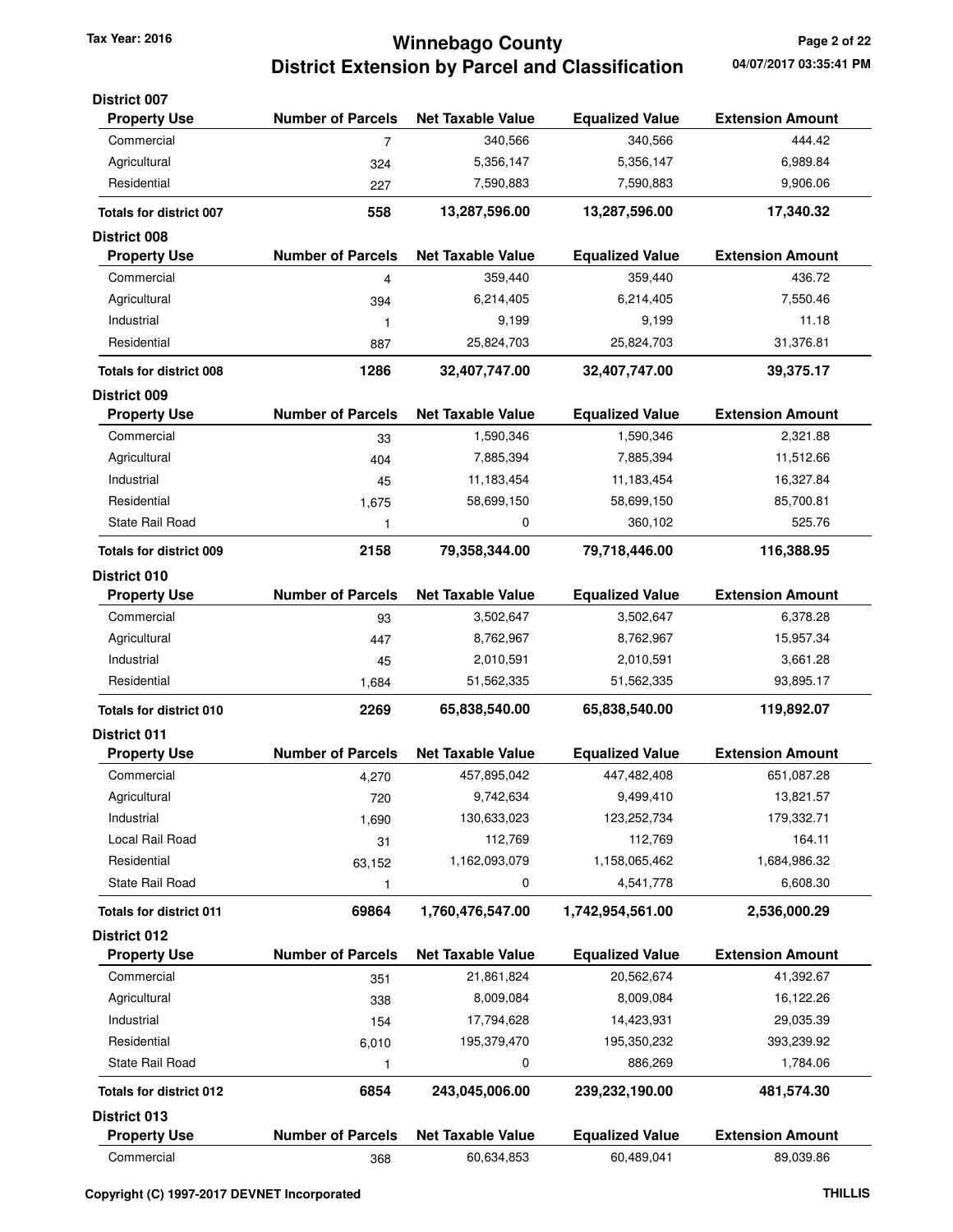### District 007

| Property Use | Number of Parcels | Net Taxable Value | Equalized Value | Extension Amount |
|---|---|---|---|---|
| Commercial | 7 | 340,566 | 340,566 | 444.42 |
| Agricultural | 324 | 5,356,147 | 5,356,147 | 6,989.84 |
| Residential | 227 | 7,590,883 | 7,590,883 | 9,906.06 |
| **Totals for district 007** | **558** | **13,287,596.00** | **13,287,596.00** | **17,340.32** |

### District 008

| Property Use | Number of Parcels | Net Taxable Value | Equalized Value | Extension Amount |
|---|---|---|---|---|
| Commercial | 4 | 359,440 | 359,440 | 436.72 |
| Agricultural | 394 | 6,214,405 | 6,214,405 | 7,550.46 |
| Industrial | 1 | 9,199 | 9,199 | 11.18 |
| Residential | 887 | 25,824,703 | 25,824,703 | 31,376.81 |
| **Totals for district 008** | **1286** | **32,407,747.00** | **32,407,747.00** | **39,375.17** |

### District 009

| Property Use | Number of Parcels | Net Taxable Value | Equalized Value | Extension Amount |
|---|---|---|---|---|
| Commercial | 33 | 1,590,346 | 1,590,346 | 2,321.88 |
| Agricultural | 404 | 7,885,394 | 7,885,394 | 11,512.66 |
| Industrial | 45 | 11,183,454 | 11,183,454 | 16,327.84 |
| Residential | 1,675 | 58,699,150 | 58,699,150 | 85,700.81 |
| State Rail Road | 1 | 0 | 360,102 | 525.76 |
| **Totals for district 009** | **2158** | **79,358,344.00** | **79,718,446.00** | **116,388.95** |

### District 010

| Property Use | Number of Parcels | Net Taxable Value | Equalized Value | Extension Amount |
|---|---|---|---|---|
| Commercial | 93 | 3,502,647 | 3,502,647 | 6,378.28 |
| Agricultural | 447 | 8,762,967 | 8,762,967 | 15,957.34 |
| Industrial | 45 | 2,010,591 | 2,010,591 | 3,661.28 |
| Residential | 1,684 | 51,562,335 | 51,562,335 | 93,895.17 |
| **Totals for district 010** | **2269** | **65,838,540.00** | **65,838,540.00** | **119,892.07** |

### District 011

| Property Use | Number of Parcels | Net Taxable Value | Equalized Value | Extension Amount |
|---|---|---|---|---|
| Commercial | 4,270 | 457,895,042 | 447,482,408 | 651,087.28 |
| Agricultural | 720 | 9,742,634 | 9,499,410 | 13,821.57 |
| Industrial | 1,690 | 130,633,023 | 123,252,734 | 179,332.71 |
| Local Rail Road | 31 | 112,769 | 112,769 | 164.11 |
| Residential | 63,152 | 1,162,093,079 | 1,158,065,462 | 1,684,986.32 |
| State Rail Road | 1 | 0 | 4,541,778 | 6,608.30 |
| **Totals for district 011** | **69864** | **1,760,476,547.00** | **1,742,954,561.00** | **2,536,000.29** |

### District 012

| Property Use | Number of Parcels | Net Taxable Value | Equalized Value | Extension Amount |
|---|---|---|---|---|
| Commercial | 351 | 21,861,824 | 20,562,674 | 41,392.67 |
| Agricultural | 338 | 8,009,084 | 8,009,084 | 16,122.26 |
| Industrial | 154 | 17,794,628 | 14,423,931 | 29,035.39 |
| Residential | 6,010 | 195,379,470 | 195,350,232 | 393,239.92 |
| State Rail Road | 1 | 0 | 886,269 | 1,784.06 |
| **Totals for district 012** | **6854** | **243,045,006.00** | **239,232,190.00** | **481,574.30** |

### District 013

| Property Use | Number of Parcels | Net Taxable Value | Equalized Value | Extension Amount |
|---|---|---|---|---|
| Commercial | 368 | 60,634,853 | 60,489,041 | 89,039.86 |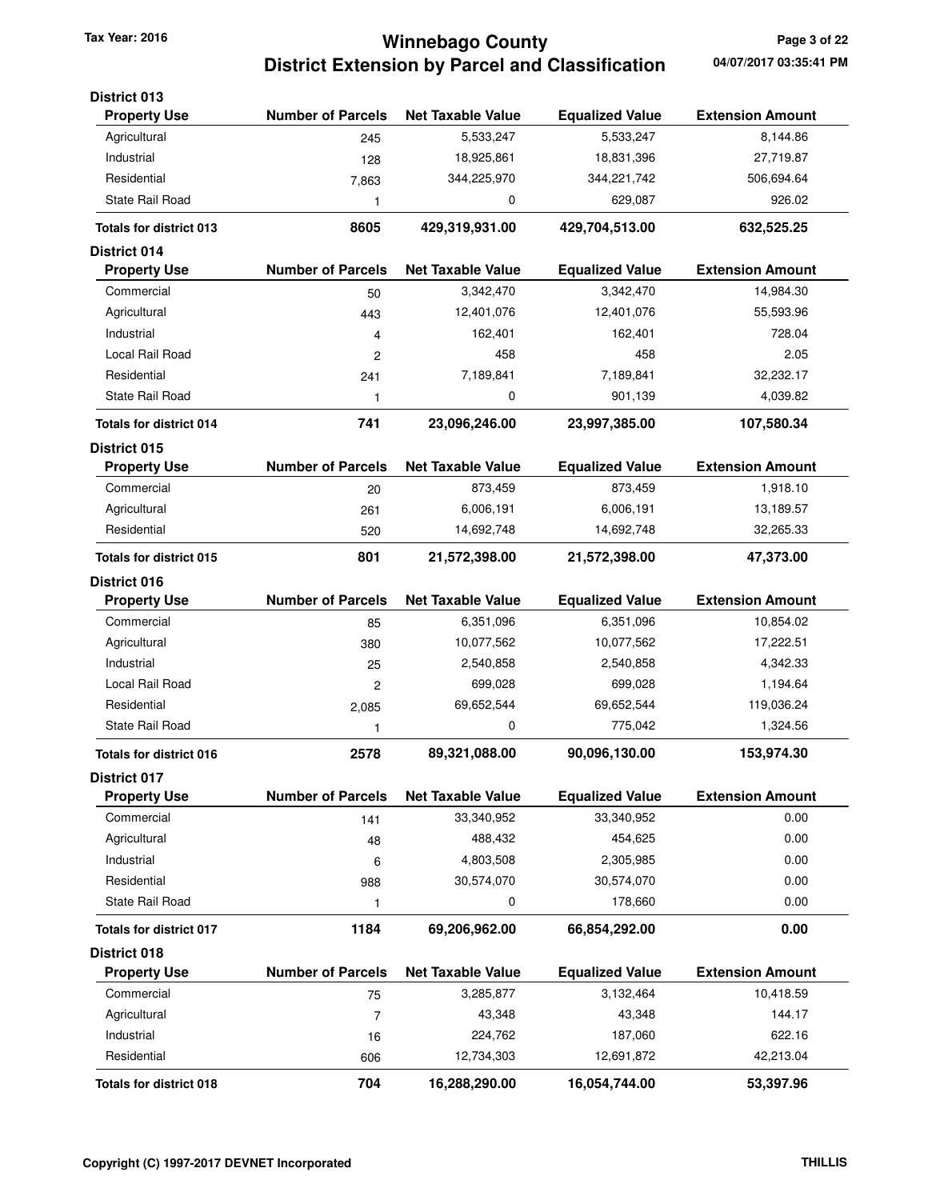# Winnebago County
## District Extension by Parcel and Classification

Tax Year: 2016

04/07/2017 03:35:41 PM

### District 013

| Property Use | Number of Parcels | Net Taxable Value | Equalized Value | Extension Amount |
|---|---|---|---|---|
| Agricultural | 245 | 5,533,247 | 5,533,247 | 8,144.86 |
| Industrial | 128 | 18,925,861 | 18,831,396 | 27,719.87 |
| Residential | 7,863 | 344,225,970 | 344,221,742 | 506,694.64 |
| State Rail Road | 1 | 0 | 629,087 | 926.02 |
| **Totals for district 013** | **8605** | **429,319,931.00** | **429,704,513.00** | **632,525.25** |

### District 014

| Property Use | Number of Parcels | Net Taxable Value | Equalized Value | Extension Amount |
|---|---|---|---|---|
| Commercial | 50 | 3,342,470 | 3,342,470 | 14,984.30 |
| Agricultural | 443 | 12,401,076 | 12,401,076 | 55,593.96 |
| Industrial | 4 | 162,401 | 162,401 | 728.04 |
| Local Rail Road | 2 | 458 | 458 | 2.05 |
| Residential | 241 | 7,189,841 | 7,189,841 | 32,232.17 |
| State Rail Road | 1 | 0 | 901,139 | 4,039.82 |
| **Totals for district 014** | **741** | **23,096,246.00** | **23,997,385.00** | **107,580.34** |

### District 015

| Property Use | Number of Parcels | Net Taxable Value | Equalized Value | Extension Amount |
|---|---|---|---|---|
| Commercial | 20 | 873,459 | 873,459 | 1,918.10 |
| Agricultural | 261 | 6,006,191 | 6,006,191 | 13,189.57 |
| Residential | 520 | 14,692,748 | 14,692,748 | 32,265.33 |
| **Totals for district 015** | **801** | **21,572,398.00** | **21,572,398.00** | **47,373.00** |

### District 016

| Property Use | Number of Parcels | Net Taxable Value | Equalized Value | Extension Amount |
|---|---|---|---|---|
| Commercial | 85 | 6,351,096 | 6,351,096 | 10,854.02 |
| Agricultural | 380 | 10,077,562 | 10,077,562 | 17,222.51 |
| Industrial | 25 | 2,540,858 | 2,540,858 | 4,342.33 |
| Local Rail Road | 2 | 699,028 | 699,028 | 1,194.64 |
| Residential | 2,085 | 69,652,544 | 69,652,544 | 119,036.24 |
| State Rail Road | 1 | 0 | 775,042 | 1,324.56 |
| **Totals for district 016** | **2578** | **89,321,088.00** | **90,096,130.00** | **153,974.30** |

### District 017

| Property Use | Number of Parcels | Net Taxable Value | Equalized Value | Extension Amount |
|---|---|---|---|---|
| Commercial | 141 | 33,340,952 | 33,340,952 | 0.00 |
| Agricultural | 48 | 488,432 | 454,625 | 0.00 |
| Industrial | 6 | 4,803,508 | 2,305,985 | 0.00 |
| Residential | 988 | 30,574,070 | 30,574,070 | 0.00 |
| State Rail Road | 1 | 0 | 178,660 | 0.00 |
| **Totals for district 017** | **1184** | **69,206,962.00** | **66,854,292.00** | **0.00** |

### District 018

| Property Use | Number of Parcels | Net Taxable Value | Equalized Value | Extension Amount |
|---|---|---|---|---|
| Commercial | 75 | 3,285,877 | 3,132,464 | 10,418.59 |
| Agricultural | 7 | 43,348 | 43,348 | 144.17 |
| Industrial | 16 | 224,762 | 187,060 | 622.16 |
| Residential | 606 | 12,734,303 | 12,691,872 | 42,213.04 |
| **Totals for district 018** | **704** | **16,288,290.00** | **16,054,744.00** | **53,397.96** |

Copyright (C) 1997-2017 DEVNET Incorporated

THILLIS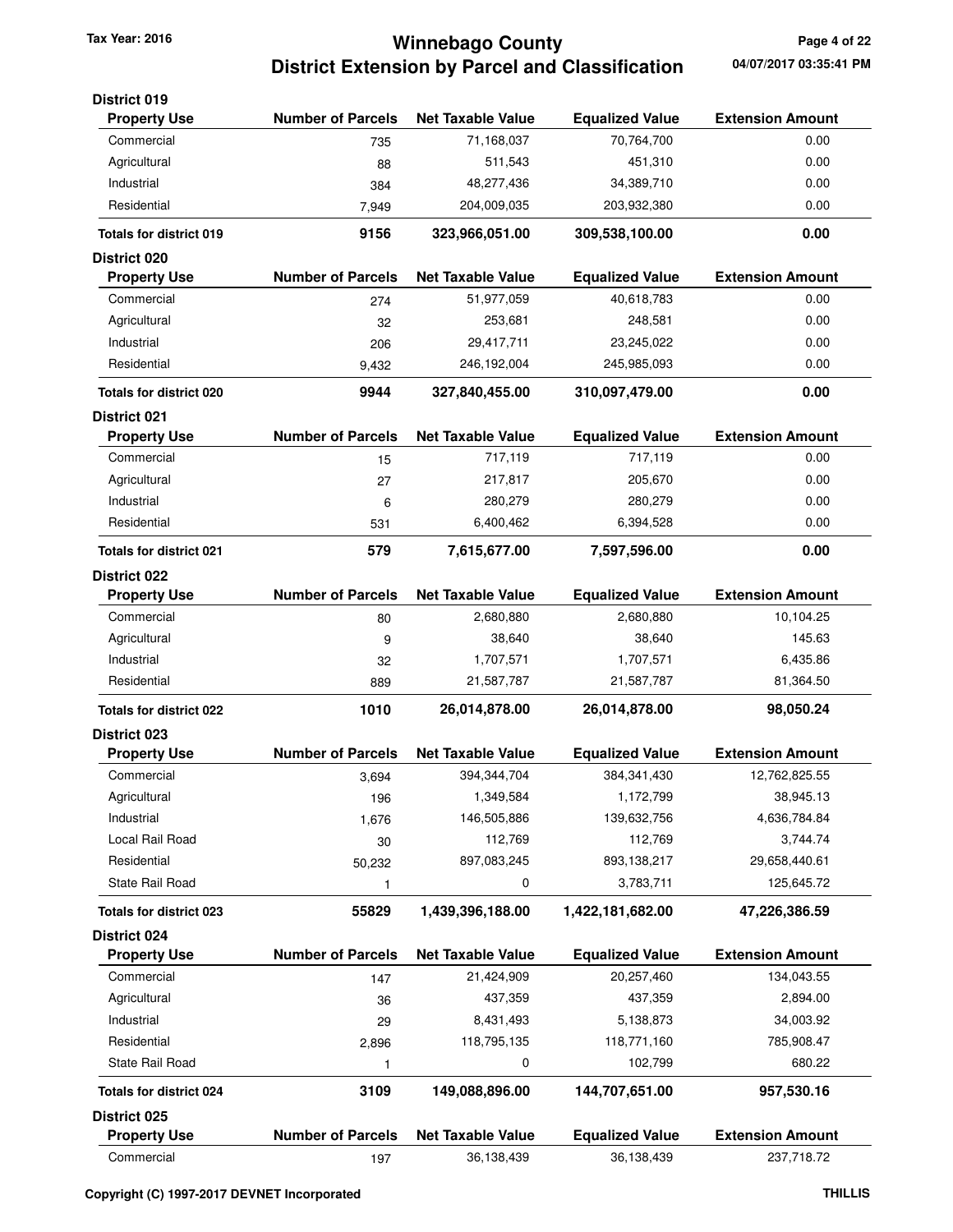## District 019

| Property Use | Number of Parcels | Net Taxable Value | Equalized Value | Extension Amount |
|---|---|---|---|---|
| Commercial | 735 | 71,168,037 | 70,764,700 | 0.00 |
| Agricultural | 88 | 511,543 | 451,310 | 0.00 |
| Industrial | 384 | 48,277,436 | 34,389,710 | 0.00 |
| Residential | 7,949 | 204,009,035 | 203,932,380 | 0.00 |
| **Totals for district 019** | **9156** | **323,966,051.00** | **309,538,100.00** | **0.00** |

## District 020

| Property Use | Number of Parcels | Net Taxable Value | Equalized Value | Extension Amount |
|---|---|---|---|---|
| Commercial | 274 | 51,977,059 | 40,618,783 | 0.00 |
| Agricultural | 32 | 253,681 | 248,581 | 0.00 |
| Industrial | 206 | 29,417,711 | 23,245,022 | 0.00 |
| Residential | 9,432 | 246,192,004 | 245,985,093 | 0.00 |
| **Totals for district 020** | **9944** | **327,840,455.00** | **310,097,479.00** | **0.00** |

## District 021

| Property Use | Number of Parcels | Net Taxable Value | Equalized Value | Extension Amount |
|---|---|---|---|---|
| Commercial | 15 | 717,119 | 717,119 | 0.00 |
| Agricultural | 27 | 217,817 | 205,670 | 0.00 |
| Industrial | 6 | 280,279 | 280,279 | 0.00 |
| Residential | 531 | 6,400,462 | 6,394,528 | 0.00 |
| **Totals for district 021** | **579** | **7,615,677.00** | **7,597,596.00** | **0.00** |

## District 022

| Property Use | Number of Parcels | Net Taxable Value | Equalized Value | Extension Amount |
|---|---|---|---|---|
| Commercial | 80 | 2,680,880 | 2,680,880 | 10,104.25 |
| Agricultural | 9 | 38,640 | 38,640 | 145.63 |
| Industrial | 32 | 1,707,571 | 1,707,571 | 6,435.86 |
| Residential | 889 | 21,587,787 | 21,587,787 | 81,364.50 |
| **Totals for district 022** | **1010** | **26,014,878.00** | **26,014,878.00** | **98,050.24** |

## District 023

| Property Use | Number of Parcels | Net Taxable Value | Equalized Value | Extension Amount |
|---|---|---|---|---|
| Commercial | 3,694 | 394,344,704 | 384,341,430 | 12,762,825.55 |
| Agricultural | 196 | 1,349,584 | 1,172,799 | 38,945.13 |
| Industrial | 1,676 | 146,505,886 | 139,632,756 | 4,636,784.84 |
| Local Rail Road | 30 | 112,769 | 112,769 | 3,744.74 |
| Residential | 50,232 | 897,083,245 | 893,138,217 | 29,658,440.61 |
| State Rail Road | 1 | 0 | 3,783,711 | 125,645.72 |
| **Totals for district 023** | **55829** | **1,439,396,188.00** | **1,422,181,682.00** | **47,226,386.59** |

## District 024

| Property Use | Number of Parcels | Net Taxable Value | Equalized Value | Extension Amount |
|---|---|---|---|---|
| Commercial | 147 | 21,424,909 | 20,257,460 | 134,043.55 |
| Agricultural | 36 | 437,359 | 437,359 | 2,894.00 |
| Industrial | 29 | 8,431,493 | 5,138,873 | 34,003.92 |
| Residential | 2,896 | 118,795,135 | 118,771,160 | 785,908.47 |
| State Rail Road | 1 | 0 | 102,799 | 680.22 |
| **Totals for district 024** | **3109** | **149,088,896.00** | **144,707,651.00** | **957,530.16** |

## District 025

| Property Use | Number of Parcels | Net Taxable Value | Equalized Value | Extension Amount |
|---|---|---|---|---|
| Commercial | 197 | 36,138,439 | 36,138,439 | 237,718.72 |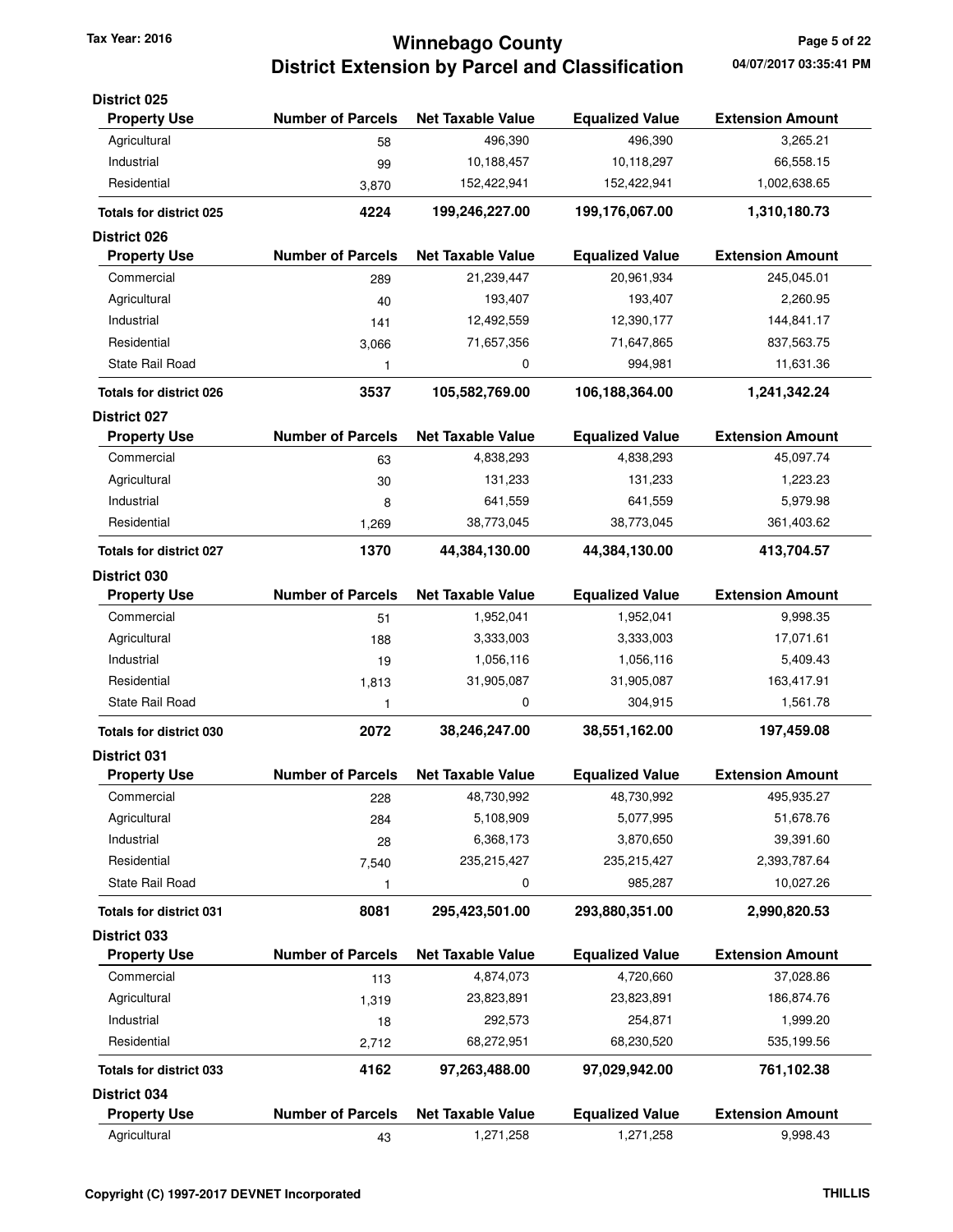### District 025

| Property Use | Number of Parcels | Net Taxable Value | Equalized Value | Extension Amount |
|---|---|---|---|---|
| Agricultural | 58 | 496,390 | 496,390 | 3,265.21 |
| Industrial | 99 | 10,188,457 | 10,118,297 | 66,558.15 |
| Residential | 3,870 | 152,422,941 | 152,422,941 | 1,002,638.65 |
| **Totals for district 025** | **4224** | **199,246,227.00** | **199,176,067.00** | **1,310,180.73** |

### District 026

| Property Use | Number of Parcels | Net Taxable Value | Equalized Value | Extension Amount |
|---|---|---|---|---|
| Commercial | 289 | 21,239,447 | 20,961,934 | 245,045.01 |
| Agricultural | 40 | 193,407 | 193,407 | 2,260.95 |
| Industrial | 141 | 12,492,559 | 12,390,177 | 144,841.17 |
| Residential | 3,066 | 71,657,356 | 71,647,865 | 837,563.75 |
| State Rail Road | 1 | 0 | 994,981 | 11,631.36 |
| **Totals for district 026** | **3537** | **105,582,769.00** | **106,188,364.00** | **1,241,342.24** |

### District 027

| Property Use | Number of Parcels | Net Taxable Value | Equalized Value | Extension Amount |
|---|---|---|---|---|
| Commercial | 63 | 4,838,293 | 4,838,293 | 45,097.74 |
| Agricultural | 30 | 131,233 | 131,233 | 1,223.23 |
| Industrial | 8 | 641,559 | 641,559 | 5,979.98 |
| Residential | 1,269 | 38,773,045 | 38,773,045 | 361,403.62 |
| **Totals for district 027** | **1370** | **44,384,130.00** | **44,384,130.00** | **413,704.57** |

### District 030

| Property Use | Number of Parcels | Net Taxable Value | Equalized Value | Extension Amount |
|---|---|---|---|---|
| Commercial | 51 | 1,952,041 | 1,952,041 | 9,998.35 |
| Agricultural | 188 | 3,333,003 | 3,333,003 | 17,071.61 |
| Industrial | 19 | 1,056,116 | 1,056,116 | 5,409.43 |
| Residential | 1,813 | 31,905,087 | 31,905,087 | 163,417.91 |
| State Rail Road | 1 | 0 | 304,915 | 1,561.78 |
| **Totals for district 030** | **2072** | **38,246,247.00** | **38,551,162.00** | **197,459.08** |

### District 031

| Property Use | Number of Parcels | Net Taxable Value | Equalized Value | Extension Amount |
|---|---|---|---|---|
| Commercial | 228 | 48,730,992 | 48,730,992 | 495,935.27 |
| Agricultural | 284 | 5,108,909 | 5,077,995 | 51,678.76 |
| Industrial | 28 | 6,368,173 | 3,870,650 | 39,391.60 |
| Residential | 7,540 | 235,215,427 | 235,215,427 | 2,393,787.64 |
| State Rail Road | 1 | 0 | 985,287 | 10,027.26 |
| **Totals for district 031** | **8081** | **295,423,501.00** | **293,880,351.00** | **2,990,820.53** |

### District 033

| Property Use | Number of Parcels | Net Taxable Value | Equalized Value | Extension Amount |
|---|---|---|---|---|
| Commercial | 113 | 4,874,073 | 4,720,660 | 37,028.86 |
| Agricultural | 1,319 | 23,823,891 | 23,823,891 | 186,874.76 |
| Industrial | 18 | 292,573 | 254,871 | 1,999.20 |
| Residential | 2,712 | 68,272,951 | 68,230,520 | 535,199.56 |
| **Totals for district 033** | **4162** | **97,263,488.00** | **97,029,942.00** | **761,102.38** |

### District 034

| Property Use | Number of Parcels | Net Taxable Value | Equalized Value | Extension Amount |
|---|---|---|---|---|
| Agricultural | 43 | 1,271,258 | 1,271,258 | 9,998.43 |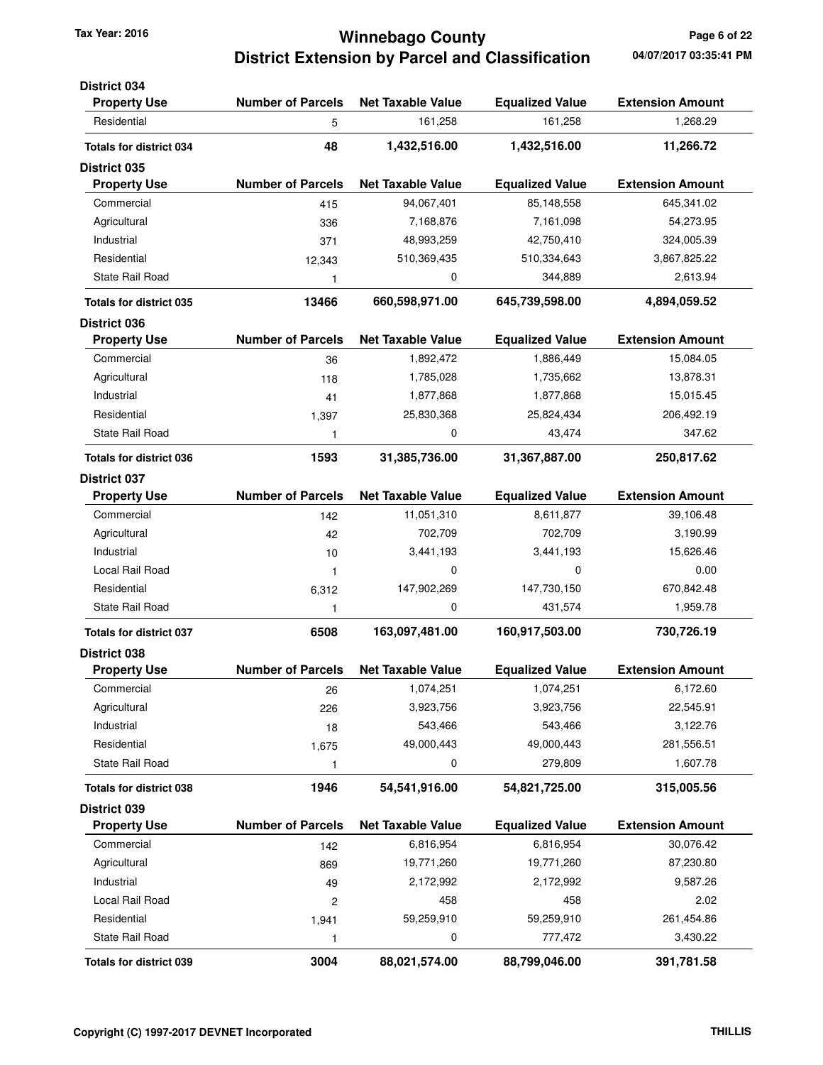# Winnebago County
## District Extension by Parcel and Classification

Tax Year: 2016

04/07/2017 03:35:41 PM

### District 034

| Property Use | Number of Parcels | Net Taxable Value | Equalized Value | Extension Amount |
|---|---|---|---|---|
| Residential | 5 | 161,258 | 161,258 | 1,268.29 |
| **Totals for district 034** | **48** | **1,432,516.00** | **1,432,516.00** | **11,266.72** |

### District 035

| Property Use | Number of Parcels | Net Taxable Value | Equalized Value | Extension Amount |
|---|---|---|---|---|
| Commercial | 415 | 94,067,401 | 85,148,558 | 645,341.02 |
| Agricultural | 336 | 7,168,876 | 7,161,098 | 54,273.95 |
| Industrial | 371 | 48,993,259 | 42,750,410 | 324,005.39 |
| Residential | 12,343 | 510,369,435 | 510,334,643 | 3,867,825.22 |
| State Rail Road | 1 | 0 | 344,889 | 2,613.94 |
| **Totals for district 035** | **13466** | **660,598,971.00** | **645,739,598.00** | **4,894,059.52** |

### District 036

| Property Use | Number of Parcels | Net Taxable Value | Equalized Value | Extension Amount |
|---|---|---|---|---|
| Commercial | 36 | 1,892,472 | 1,886,449 | 15,084.05 |
| Agricultural | 118 | 1,785,028 | 1,735,662 | 13,878.31 |
| Industrial | 41 | 1,877,868 | 1,877,868 | 15,015.45 |
| Residential | 1,397 | 25,830,368 | 25,824,434 | 206,492.19 |
| State Rail Road | 1 | 0 | 43,474 | 347.62 |
| **Totals for district 036** | **1593** | **31,385,736.00** | **31,367,887.00** | **250,817.62** |

### District 037

| Property Use | Number of Parcels | Net Taxable Value | Equalized Value | Extension Amount |
|---|---|---|---|---|
| Commercial | 142 | 11,051,310 | 8,611,877 | 39,106.48 |
| Agricultural | 42 | 702,709 | 702,709 | 3,190.99 |
| Industrial | 10 | 3,441,193 | 3,441,193 | 15,626.46 |
| Local Rail Road | 1 | 0 | 0 | 0.00 |
| Residential | 6,312 | 147,902,269 | 147,730,150 | 670,842.48 |
| State Rail Road | 1 | 0 | 431,574 | 1,959.78 |
| **Totals for district 037** | **6508** | **163,097,481.00** | **160,917,503.00** | **730,726.19** |

### District 038

| Property Use | Number of Parcels | Net Taxable Value | Equalized Value | Extension Amount |
|---|---|---|---|---|
| Commercial | 26 | 1,074,251 | 1,074,251 | 6,172.60 |
| Agricultural | 226 | 3,923,756 | 3,923,756 | 22,545.91 |
| Industrial | 18 | 543,466 | 543,466 | 3,122.76 |
| Residential | 1,675 | 49,000,443 | 49,000,443 | 281,556.51 |
| State Rail Road | 1 | 0 | 279,809 | 1,607.78 |
| **Totals for district 038** | **1946** | **54,541,916.00** | **54,821,725.00** | **315,005.56** |

### District 039

| Property Use | Number of Parcels | Net Taxable Value | Equalized Value | Extension Amount |
|---|---|---|---|---|
| Commercial | 142 | 6,816,954 | 6,816,954 | 30,076.42 |
| Agricultural | 869 | 19,771,260 | 19,771,260 | 87,230.80 |
| Industrial | 49 | 2,172,992 | 2,172,992 | 9,587.26 |
| Local Rail Road | 2 | 458 | 458 | 2.02 |
| Residential | 1,941 | 59,259,910 | 59,259,910 | 261,454.86 |
| State Rail Road | 1 | 0 | 777,472 | 3,430.22 |
| **Totals for district 039** | **3004** | **88,021,574.00** | **88,799,046.00** | **391,781.58** |

Copyright (C) 1997-2017 DEVNET Incorporated

THILLIS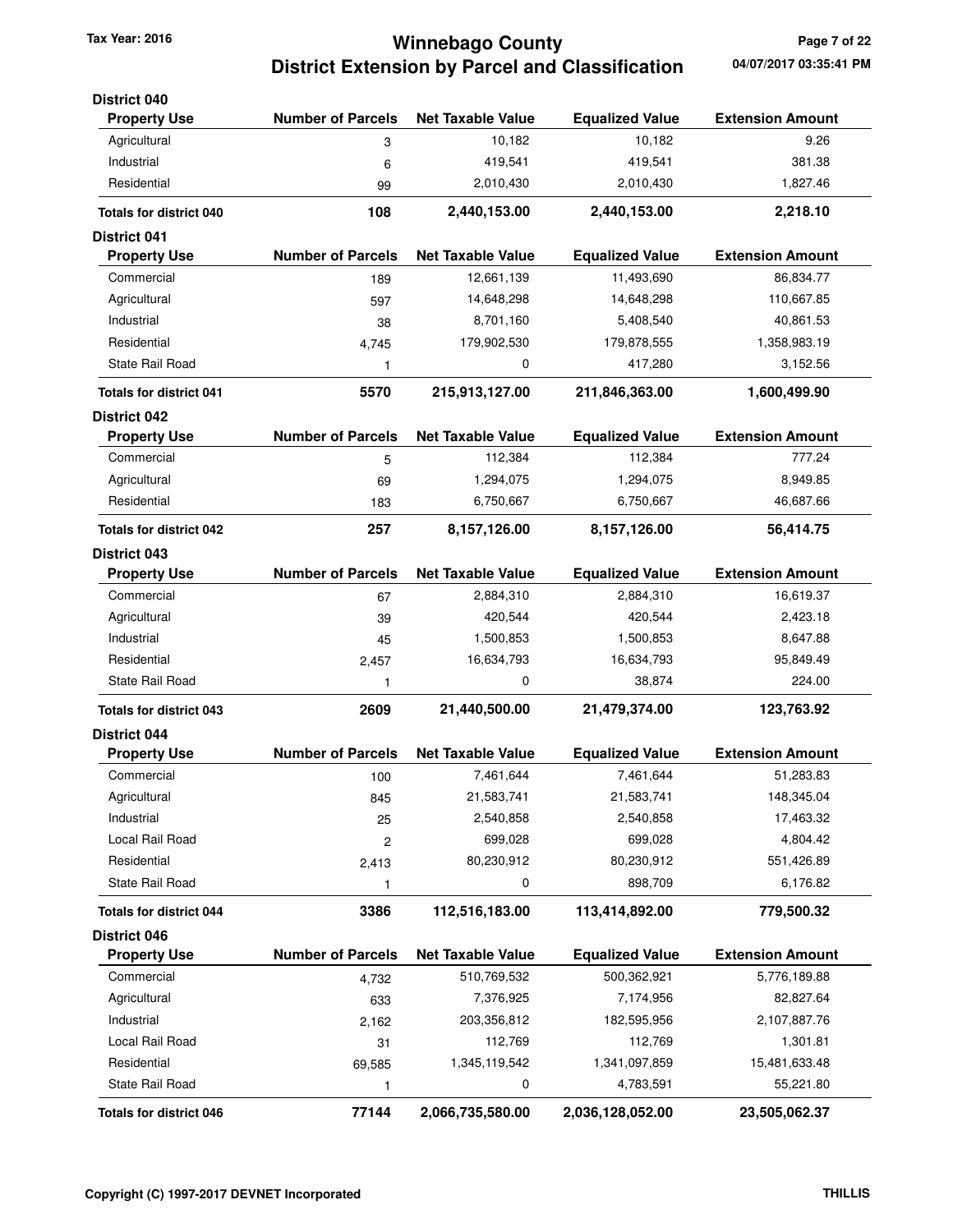# Winnebago County
## District Extension by Parcel and Classification

Tax Year: 2016

### District 040

| Property Use | Number of Parcels | Net Taxable Value | Equalized Value | Extension Amount |
|---|---|---|---|---|
| Agricultural | 3 | 10,182 | 10,182 | 9.26 |
| Industrial | 6 | 419,541 | 419,541 | 381.38 |
| Residential | 99 | 2,010,430 | 2,010,430 | 1,827.46 |
| **Totals for district 040** | **108** | **2,440,153.00** | **2,440,153.00** | **2,218.10** |

### District 041

| Property Use | Number of Parcels | Net Taxable Value | Equalized Value | Extension Amount |
|---|---|---|---|---|
| Commercial | 189 | 12,661,139 | 11,493,690 | 86,834.77 |
| Agricultural | 597 | 14,648,298 | 14,648,298 | 110,667.85 |
| Industrial | 38 | 8,701,160 | 5,408,540 | 40,861.53 |
| Residential | 4,745 | 179,902,530 | 179,878,555 | 1,358,983.19 |
| State Rail Road | 1 | 0 | 417,280 | 3,152.56 |
| **Totals for district 041** | **5570** | **215,913,127.00** | **211,846,363.00** | **1,600,499.90** |

### District 042

| Property Use | Number of Parcels | Net Taxable Value | Equalized Value | Extension Amount |
|---|---|---|---|---|
| Commercial | 5 | 112,384 | 112,384 | 777.24 |
| Agricultural | 69 | 1,294,075 | 1,294,075 | 8,949.85 |
| Residential | 183 | 6,750,667 | 6,750,667 | 46,687.66 |
| **Totals for district 042** | **257** | **8,157,126.00** | **8,157,126.00** | **56,414.75** |

### District 043

| Property Use | Number of Parcels | Net Taxable Value | Equalized Value | Extension Amount |
|---|---|---|---|---|
| Commercial | 67 | 2,884,310 | 2,884,310 | 16,619.37 |
| Agricultural | 39 | 420,544 | 420,544 | 2,423.18 |
| Industrial | 45 | 1,500,853 | 1,500,853 | 8,647.88 |
| Residential | 2,457 | 16,634,793 | 16,634,793 | 95,849.49 |
| State Rail Road | 1 | 0 | 38,874 | 224.00 |
| **Totals for district 043** | **2609** | **21,440,500.00** | **21,479,374.00** | **123,763.92** |

### District 044

| Property Use | Number of Parcels | Net Taxable Value | Equalized Value | Extension Amount |
|---|---|---|---|---|
| Commercial | 100 | 7,461,644 | 7,461,644 | 51,283.83 |
| Agricultural | 845 | 21,583,741 | 21,583,741 | 148,345.04 |
| Industrial | 25 | 2,540,858 | 2,540,858 | 17,463.32 |
| Local Rail Road | 2 | 699,028 | 699,028 | 4,804.42 |
| Residential | 2,413 | 80,230,912 | 80,230,912 | 551,426.89 |
| State Rail Road | 1 | 0 | 898,709 | 6,176.82 |
| **Totals for district 044** | **3386** | **112,516,183.00** | **113,414,892.00** | **779,500.32** |

### District 046

| Property Use | Number of Parcels | Net Taxable Value | Equalized Value | Extension Amount |
|---|---|---|---|---|
| Commercial | 4,732 | 510,769,532 | 500,362,921 | 5,776,189.88 |
| Agricultural | 633 | 7,376,925 | 7,174,956 | 82,827.64 |
| Industrial | 2,162 | 203,356,812 | 182,595,956 | 2,107,887.76 |
| Local Rail Road | 31 | 112,769 | 112,769 | 1,301.81 |
| Residential | 69,585 | 1,345,119,542 | 1,341,097,859 | 15,481,633.48 |
| State Rail Road | 1 | 0 | 4,783,591 | 55,221.80 |
| **Totals for district 046** | **77144** | **2,066,735,580.00** | **2,036,128,052.00** | **23,505,062.37** |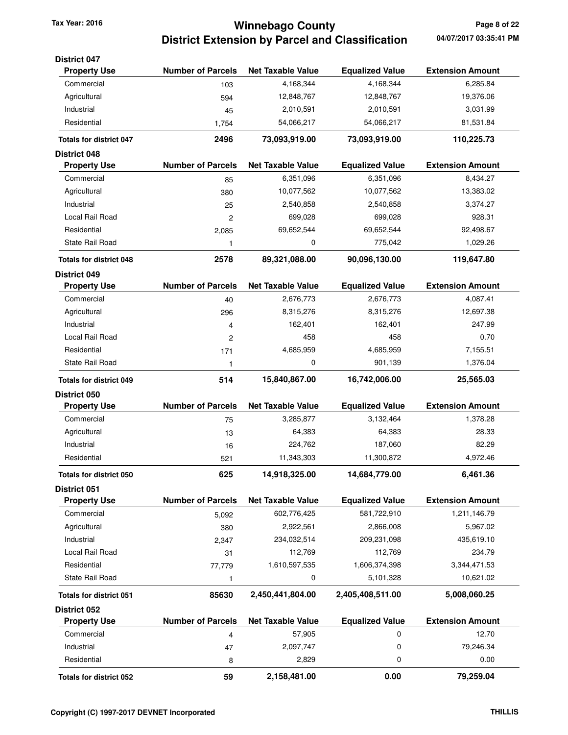# Winnebago County
## District Extension by Parcel and Classification

Tax Year: 2016

04/07/2017 03:35:41 PM

### District 047

| Property Use | Number of Parcels | Net Taxable Value | Equalized Value | Extension Amount |
|---|---|---|---|---|
| Commercial | 103 | 4,168,344 | 4,168,344 | 6,285.84 |
| Agricultural | 594 | 12,848,767 | 12,848,767 | 19,376.06 |
| Industrial | 45 | 2,010,591 | 2,010,591 | 3,031.99 |
| Residential | 1,754 | 54,066,217 | 54,066,217 | 81,531.84 |
| **Totals for district 047** | **2496** | **73,093,919.00** | **73,093,919.00** | **110,225.73** |

### District 048

| Property Use | Number of Parcels | Net Taxable Value | Equalized Value | Extension Amount |
|---|---|---|---|---|
| Commercial | 85 | 6,351,096 | 6,351,096 | 8,434.27 |
| Agricultural | 380 | 10,077,562 | 10,077,562 | 13,383.02 |
| Industrial | 25 | 2,540,858 | 2,540,858 | 3,374.27 |
| Local Rail Road | 2 | 699,028 | 699,028 | 928.31 |
| Residential | 2,085 | 69,652,544 | 69,652,544 | 92,498.67 |
| State Rail Road | 1 | 0 | 775,042 | 1,029.26 |
| **Totals for district 048** | **2578** | **89,321,088.00** | **90,096,130.00** | **119,647.80** |

### District 049

| Property Use | Number of Parcels | Net Taxable Value | Equalized Value | Extension Amount |
|---|---|---|---|---|
| Commercial | 40 | 2,676,773 | 2,676,773 | 4,087.41 |
| Agricultural | 296 | 8,315,276 | 8,315,276 | 12,697.38 |
| Industrial | 4 | 162,401 | 162,401 | 247.99 |
| Local Rail Road | 2 | 458 | 458 | 0.70 |
| Residential | 171 | 4,685,959 | 4,685,959 | 7,155.51 |
| State Rail Road | 1 | 0 | 901,139 | 1,376.04 |
| **Totals for district 049** | **514** | **15,840,867.00** | **16,742,006.00** | **25,565.03** |

### District 050

| Property Use | Number of Parcels | Net Taxable Value | Equalized Value | Extension Amount |
|---|---|---|---|---|
| Commercial | 75 | 3,285,877 | 3,132,464 | 1,378.28 |
| Agricultural | 13 | 64,383 | 64,383 | 28.33 |
| Industrial | 16 | 224,762 | 187,060 | 82.29 |
| Residential | 521 | 11,343,303 | 11,300,872 | 4,972.46 |
| **Totals for district 050** | **625** | **14,918,325.00** | **14,684,779.00** | **6,461.36** |

### District 051

| Property Use | Number of Parcels | Net Taxable Value | Equalized Value | Extension Amount |
|---|---|---|---|---|
| Commercial | 5,092 | 602,776,425 | 581,722,910 | 1,211,146.79 |
| Agricultural | 380 | 2,922,561 | 2,866,008 | 5,967.02 |
| Industrial | 2,347 | 234,032,514 | 209,231,098 | 435,619.10 |
| Local Rail Road | 31 | 112,769 | 112,769 | 234.79 |
| Residential | 77,779 | 1,610,597,535 | 1,606,374,398 | 3,344,471.53 |
| State Rail Road | 1 | 0 | 5,101,328 | 10,621.02 |
| **Totals for district 051** | **85630** | **2,450,441,804.00** | **2,405,408,511.00** | **5,008,060.25** |

### District 052

| Property Use | Number of Parcels | Net Taxable Value | Equalized Value | Extension Amount |
|---|---|---|---|---|
| Commercial | 4 | 57,905 | 0 | 12.70 |
| Industrial | 47 | 2,097,747 | 0 | 79,246.34 |
| Residential | 8 | 2,829 | 0 | 0.00 |
| **Totals for district 052** | **59** | **2,158,481.00** | **0.00** | **79,259.04** |

Copyright (C) 1997-2017 DEVNET Incorporated

THILLIS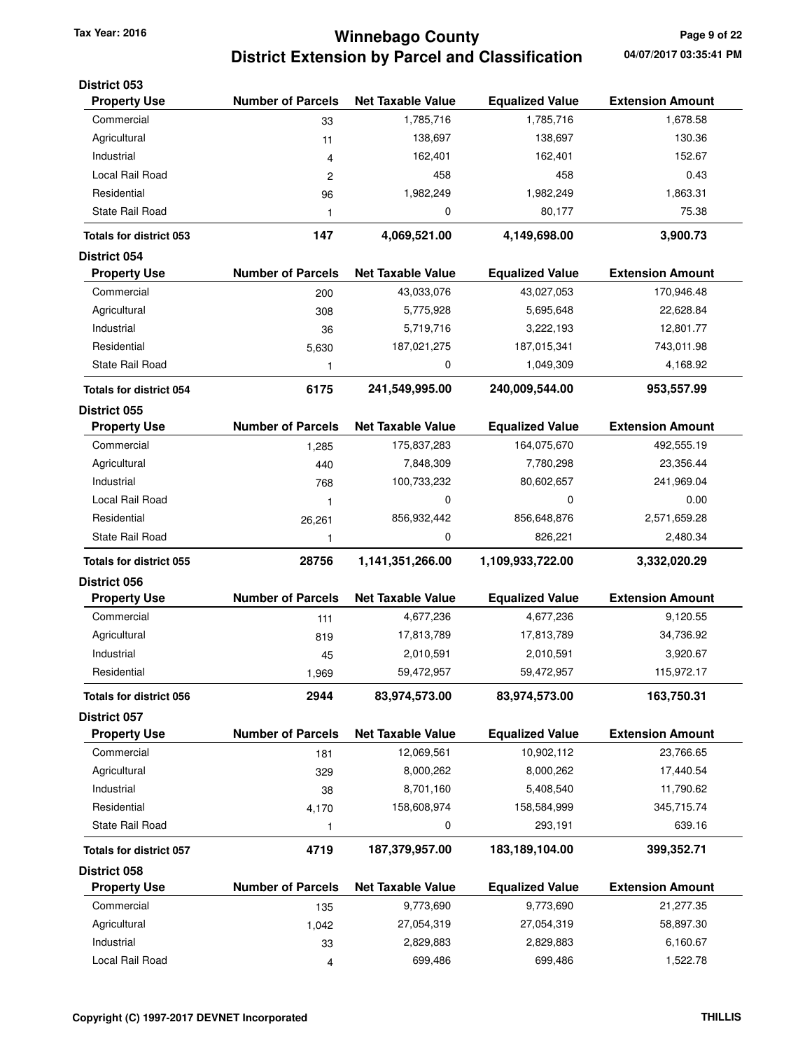# Winnebago County
## District Extension by Parcel and Classification

Tax Year: 2016

04/07/2017 03:35:41 PM

### District 053

| Property Use | Number of Parcels | Net Taxable Value | Equalized Value | Extension Amount |
|---|---|---|---|---|
| Commercial | 33 | 1,785,716 | 1,785,716 | 1,678.58 |
| Agricultural | 11 | 138,697 | 138,697 | 130.36 |
| Industrial | 4 | 162,401 | 162,401 | 152.67 |
| Local Rail Road | 2 | 458 | 458 | 0.43 |
| Residential | 96 | 1,982,249 | 1,982,249 | 1,863.31 |
| State Rail Road | 1 | 0 | 80,177 | 75.38 |
| **Totals for district 053** | **147** | **4,069,521.00** | **4,149,698.00** | **3,900.73** |

### District 054

| Property Use | Number of Parcels | Net Taxable Value | Equalized Value | Extension Amount |
|---|---|---|---|---|
| Commercial | 200 | 43,033,076 | 43,027,053 | 170,946.48 |
| Agricultural | 308 | 5,775,928 | 5,695,648 | 22,628.84 |
| Industrial | 36 | 5,719,716 | 3,222,193 | 12,801.77 |
| Residential | 5,630 | 187,021,275 | 187,015,341 | 743,011.98 |
| State Rail Road | 1 | 0 | 1,049,309 | 4,168.92 |
| **Totals for district 054** | **6175** | **241,549,995.00** | **240,009,544.00** | **953,557.99** |

### District 055

| Property Use | Number of Parcels | Net Taxable Value | Equalized Value | Extension Amount |
|---|---|---|---|---|
| Commercial | 1,285 | 175,837,283 | 164,075,670 | 492,555.19 |
| Agricultural | 440 | 7,848,309 | 7,780,298 | 23,356.44 |
| Industrial | 768 | 100,733,232 | 80,602,657 | 241,969.04 |
| Local Rail Road | 1 | 0 | 0 | 0.00 |
| Residential | 26,261 | 856,932,442 | 856,648,876 | 2,571,659.28 |
| State Rail Road | 1 | 0 | 826,221 | 2,480.34 |
| **Totals for district 055** | **28756** | **1,141,351,266.00** | **1,109,933,722.00** | **3,332,020.29** |

### District 056

| Property Use | Number of Parcels | Net Taxable Value | Equalized Value | Extension Amount |
|---|---|---|---|---|
| Commercial | 111 | 4,677,236 | 4,677,236 | 9,120.55 |
| Agricultural | 819 | 17,813,789 | 17,813,789 | 34,736.92 |
| Industrial | 45 | 2,010,591 | 2,010,591 | 3,920.67 |
| Residential | 1,969 | 59,472,957 | 59,472,957 | 115,972.17 |
| **Totals for district 056** | **2944** | **83,974,573.00** | **83,974,573.00** | **163,750.31** |

### District 057

| Property Use | Number of Parcels | Net Taxable Value | Equalized Value | Extension Amount |
|---|---|---|---|---|
| Commercial | 181 | 12,069,561 | 10,902,112 | 23,766.65 |
| Agricultural | 329 | 8,000,262 | 8,000,262 | 17,440.54 |
| Industrial | 38 | 8,701,160 | 5,408,540 | 11,790.62 |
| Residential | 4,170 | 158,608,974 | 158,584,999 | 345,715.74 |
| State Rail Road | 1 | 0 | 293,191 | 639.16 |
| **Totals for district 057** | **4719** | **187,379,957.00** | **183,189,104.00** | **399,352.71** |

### District 058

| Property Use | Number of Parcels | Net Taxable Value | Equalized Value | Extension Amount |
|---|---|---|---|---|
| Commercial | 135 | 9,773,690 | 9,773,690 | 21,277.35 |
| Agricultural | 1,042 | 27,054,319 | 27,054,319 | 58,897.30 |
| Industrial | 33 | 2,829,883 | 2,829,883 | 6,160.67 |
| Local Rail Road | 4 | 699,486 | 699,486 | 1,522.78 |

Copyright (C) 1997-2017 DEVNET Incorporated — THILLIS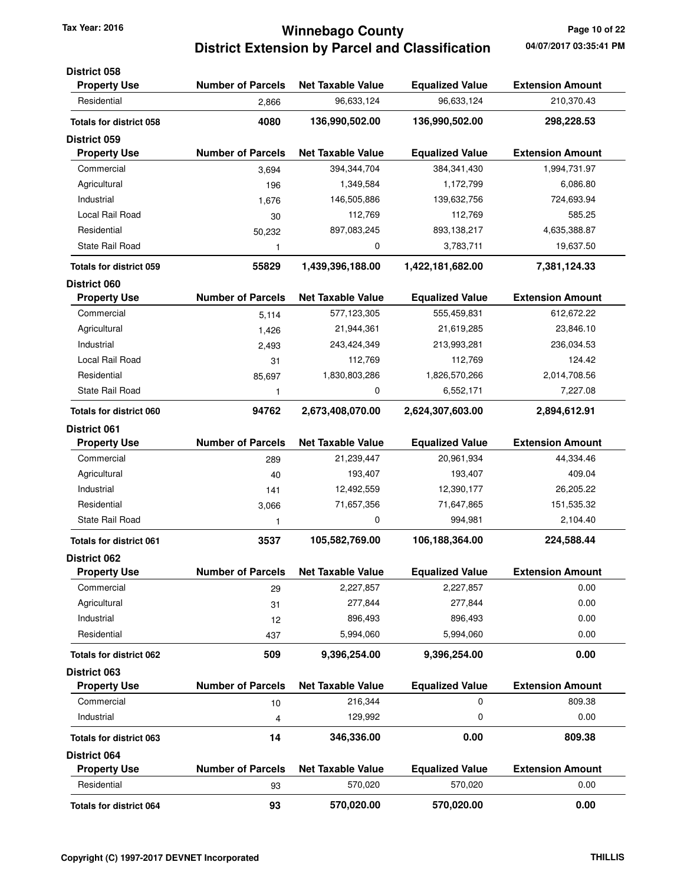# Winnebago County
## District Extension by Parcel and Classification

Tax Year: 2016

04/07/2017 03:35:41 PM

### District 058

| Property Use | Number of Parcels | Net Taxable Value | Equalized Value | Extension Amount |
|---|---|---|---|---|
| Residential | 2,866 | 96,633,124 | 96,633,124 | 210,370.43 |
| **Totals for district 058** | **4080** | **136,990,502.00** | **136,990,502.00** | **298,228.53** |

### District 059

| Property Use | Number of Parcels | Net Taxable Value | Equalized Value | Extension Amount |
|---|---|---|---|---|
| Commercial | 3,694 | 394,344,704 | 384,341,430 | 1,994,731.97 |
| Agricultural | 196 | 1,349,584 | 1,172,799 | 6,086.80 |
| Industrial | 1,676 | 146,505,886 | 139,632,756 | 724,693.94 |
| Local Rail Road | 30 | 112,769 | 112,769 | 585.25 |
| Residential | 50,232 | 897,083,245 | 893,138,217 | 4,635,388.87 |
| State Rail Road | 1 | 0 | 3,783,711 | 19,637.50 |
| **Totals for district 059** | **55829** | **1,439,396,188.00** | **1,422,181,682.00** | **7,381,124.33** |

### District 060

| Property Use | Number of Parcels | Net Taxable Value | Equalized Value | Extension Amount |
|---|---|---|---|---|
| Commercial | 5,114 | 577,123,305 | 555,459,831 | 612,672.22 |
| Agricultural | 1,426 | 21,944,361 | 21,619,285 | 23,846.10 |
| Industrial | 2,493 | 243,424,349 | 213,993,281 | 236,034.53 |
| Local Rail Road | 31 | 112,769 | 112,769 | 124.42 |
| Residential | 85,697 | 1,830,803,286 | 1,826,570,266 | 2,014,708.56 |
| State Rail Road | 1 | 0 | 6,552,171 | 7,227.08 |
| **Totals for district 060** | **94762** | **2,673,408,070.00** | **2,624,307,603.00** | **2,894,612.91** |

### District 061

| Property Use | Number of Parcels | Net Taxable Value | Equalized Value | Extension Amount |
|---|---|---|---|---|
| Commercial | 289 | 21,239,447 | 20,961,934 | 44,334.46 |
| Agricultural | 40 | 193,407 | 193,407 | 409.04 |
| Industrial | 141 | 12,492,559 | 12,390,177 | 26,205.22 |
| Residential | 3,066 | 71,657,356 | 71,647,865 | 151,535.32 |
| State Rail Road | 1 | 0 | 994,981 | 2,104.40 |
| **Totals for district 061** | **3537** | **105,582,769.00** | **106,188,364.00** | **224,588.44** |

### District 062

| Property Use | Number of Parcels | Net Taxable Value | Equalized Value | Extension Amount |
|---|---|---|---|---|
| Commercial | 29 | 2,227,857 | 2,227,857 | 0.00 |
| Agricultural | 31 | 277,844 | 277,844 | 0.00 |
| Industrial | 12 | 896,493 | 896,493 | 0.00 |
| Residential | 437 | 5,994,060 | 5,994,060 | 0.00 |
| **Totals for district 062** | **509** | **9,396,254.00** | **9,396,254.00** | **0.00** |

### District 063

| Property Use | Number of Parcels | Net Taxable Value | Equalized Value | Extension Amount |
|---|---|---|---|---|
| Commercial | 10 | 216,344 | 0 | 809.38 |
| Industrial | 4 | 129,992 | 0 | 0.00 |
| **Totals for district 063** | **14** | **346,336.00** | **0.00** | **809.38** |

### District 064

| Property Use | Number of Parcels | Net Taxable Value | Equalized Value | Extension Amount |
|---|---|---|---|---|
| Residential | 93 | 570,020 | 570,020 | 0.00 |
| **Totals for district 064** | **93** | **570,020.00** | **570,020.00** | **0.00** |

Copyright (C) 1997-2017 DEVNET Incorporated

THILLIS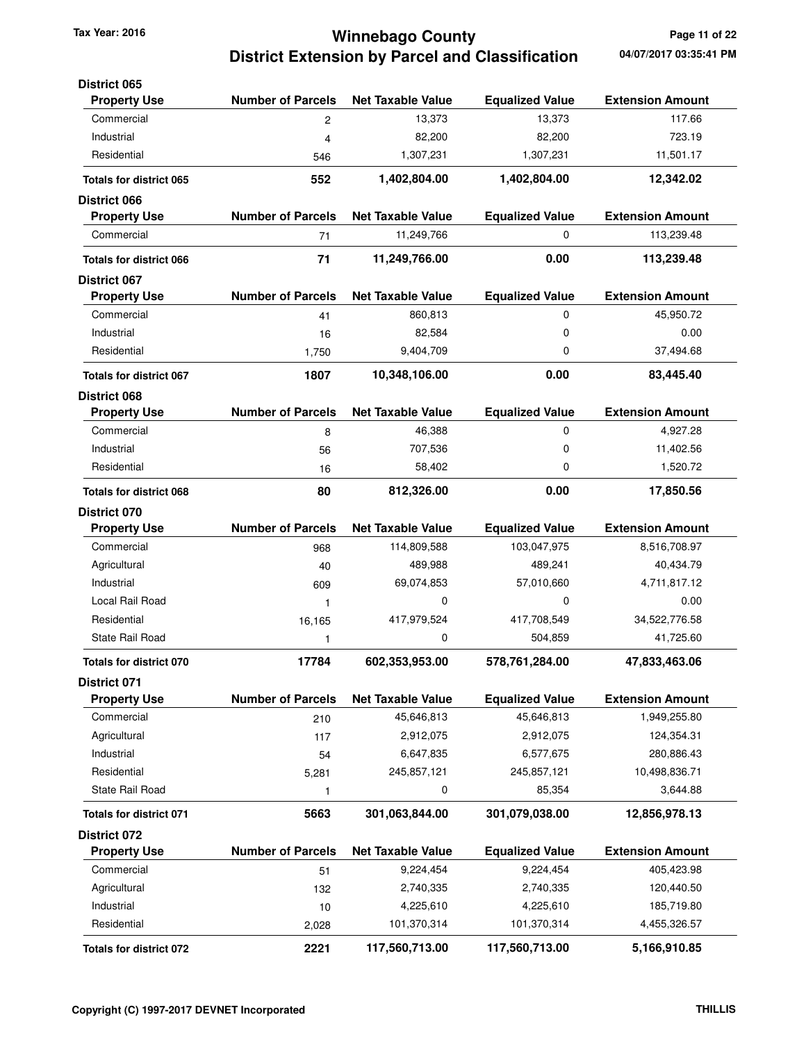# Winnebago County
## District Extension by Parcel and Classification

Tax Year: 2016

04/07/2017 03:35:41 PM

### District 065

| Property Use | Number of Parcels | Net Taxable Value | Equalized Value | Extension Amount |
|---|---|---|---|---|
| Commercial | 2 | 13,373 | 13,373 | 117.66 |
| Industrial | 4 | 82,200 | 82,200 | 723.19 |
| Residential | 546 | 1,307,231 | 1,307,231 | 11,501.17 |
| **Totals for district 065** | **552** | **1,402,804.00** | **1,402,804.00** | **12,342.02** |

### District 066

| Property Use | Number of Parcels | Net Taxable Value | Equalized Value | Extension Amount |
|---|---|---|---|---|
| Commercial | 71 | 11,249,766 | 0 | 113,239.48 |
| **Totals for district 066** | **71** | **11,249,766.00** | **0.00** | **113,239.48** |

### District 067

| Property Use | Number of Parcels | Net Taxable Value | Equalized Value | Extension Amount |
|---|---|---|---|---|
| Commercial | 41 | 860,813 | 0 | 45,950.72 |
| Industrial | 16 | 82,584 | 0 | 0.00 |
| Residential | 1,750 | 9,404,709 | 0 | 37,494.68 |
| **Totals for district 067** | **1807** | **10,348,106.00** | **0.00** | **83,445.40** |

### District 068

| Property Use | Number of Parcels | Net Taxable Value | Equalized Value | Extension Amount |
|---|---|---|---|---|
| Commercial | 8 | 46,388 | 0 | 4,927.28 |
| Industrial | 56 | 707,536 | 0 | 11,402.56 |
| Residential | 16 | 58,402 | 0 | 1,520.72 |
| **Totals for district 068** | **80** | **812,326.00** | **0.00** | **17,850.56** |

### District 070

| Property Use | Number of Parcels | Net Taxable Value | Equalized Value | Extension Amount |
|---|---|---|---|---|
| Commercial | 968 | 114,809,588 | 103,047,975 | 8,516,708.97 |
| Agricultural | 40 | 489,988 | 489,241 | 40,434.79 |
| Industrial | 609 | 69,074,853 | 57,010,660 | 4,711,817.12 |
| Local Rail Road | 1 | 0 | 0 | 0.00 |
| Residential | 16,165 | 417,979,524 | 417,708,549 | 34,522,776.58 |
| State Rail Road | 1 | 0 | 504,859 | 41,725.60 |
| **Totals for district 070** | **17784** | **602,353,953.00** | **578,761,284.00** | **47,833,463.06** |

### District 071

| Property Use | Number of Parcels | Net Taxable Value | Equalized Value | Extension Amount |
|---|---|---|---|---|
| Commercial | 210 | 45,646,813 | 45,646,813 | 1,949,255.80 |
| Agricultural | 117 | 2,912,075 | 2,912,075 | 124,354.31 |
| Industrial | 54 | 6,647,835 | 6,577,675 | 280,886.43 |
| Residential | 5,281 | 245,857,121 | 245,857,121 | 10,498,836.71 |
| State Rail Road | 1 | 0 | 85,354 | 3,644.88 |
| **Totals for district 071** | **5663** | **301,063,844.00** | **301,079,038.00** | **12,856,978.13** |

### District 072

| Property Use | Number of Parcels | Net Taxable Value | Equalized Value | Extension Amount |
|---|---|---|---|---|
| Commercial | 51 | 9,224,454 | 9,224,454 | 405,423.98 |
| Agricultural | 132 | 2,740,335 | 2,740,335 | 120,440.50 |
| Industrial | 10 | 4,225,610 | 4,225,610 | 185,719.80 |
| Residential | 2,028 | 101,370,314 | 101,370,314 | 4,455,326.57 |
| **Totals for district 072** | **2221** | **117,560,713.00** | **117,560,713.00** | **5,166,910.85** |

Copyright (C) 1997-2017 DEVNET Incorporated

THILLIS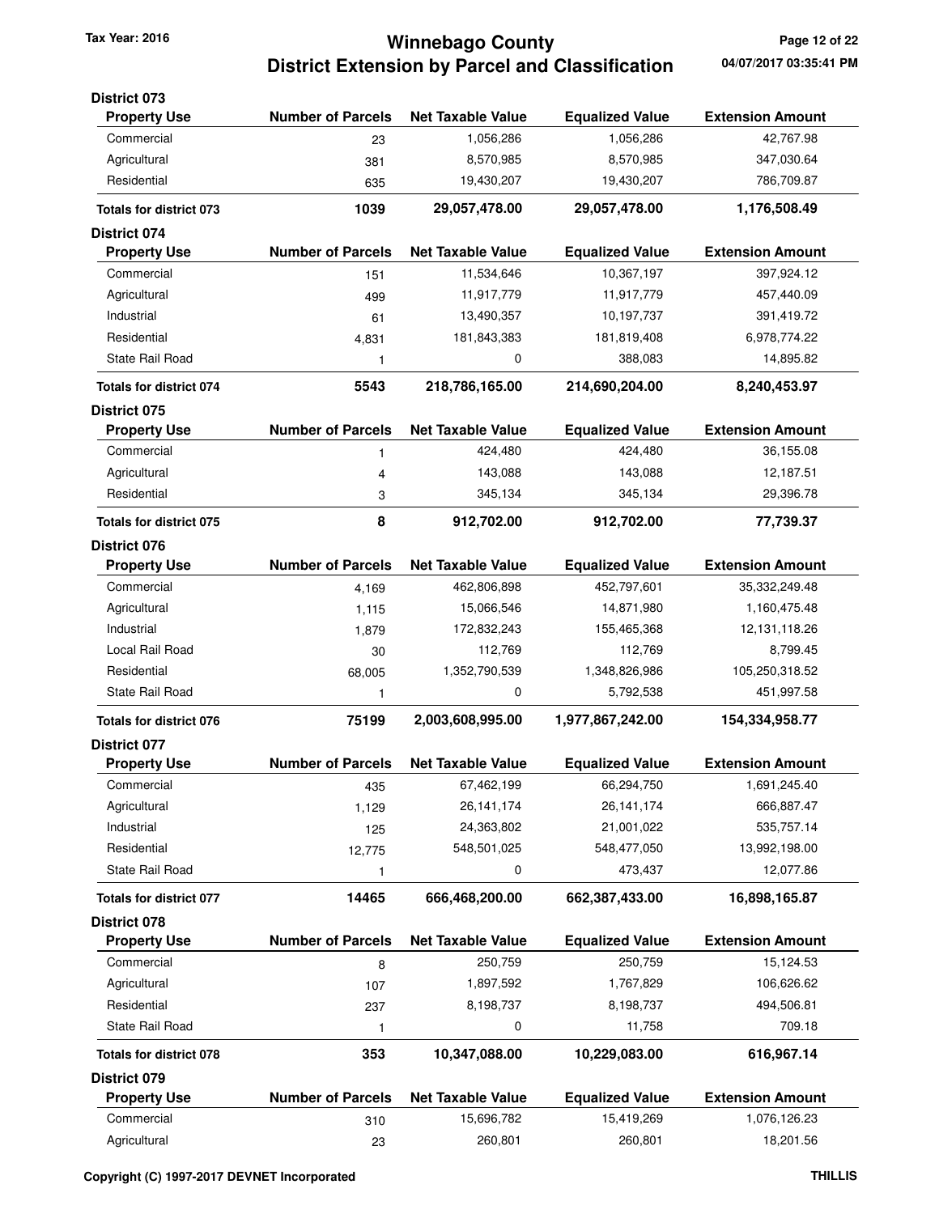### District 073

| Property Use | Number of Parcels | Net Taxable Value | Equalized Value | Extension Amount |
|---|---|---|---|---|
| Commercial | 23 | 1,056,286 | 1,056,286 | 42,767.98 |
| Agricultural | 381 | 8,570,985 | 8,570,985 | 347,030.64 |
| Residential | 635 | 19,430,207 | 19,430,207 | 786,709.87 |
| **Totals for district 073** | **1039** | **29,057,478.00** | **29,057,478.00** | **1,176,508.49** |

### District 074

| Property Use | Number of Parcels | Net Taxable Value | Equalized Value | Extension Amount |
|---|---|---|---|---|
| Commercial | 151 | 11,534,646 | 10,367,197 | 397,924.12 |
| Agricultural | 499 | 11,917,779 | 11,917,779 | 457,440.09 |
| Industrial | 61 | 13,490,357 | 10,197,737 | 391,419.72 |
| Residential | 4,831 | 181,843,383 | 181,819,408 | 6,978,774.22 |
| State Rail Road | 1 | 0 | 388,083 | 14,895.82 |
| **Totals for district 074** | **5543** | **218,786,165.00** | **214,690,204.00** | **8,240,453.97** |

### District 075

| Property Use | Number of Parcels | Net Taxable Value | Equalized Value | Extension Amount |
|---|---|---|---|---|
| Commercial | 1 | 424,480 | 424,480 | 36,155.08 |
| Agricultural | 4 | 143,088 | 143,088 | 12,187.51 |
| Residential | 3 | 345,134 | 345,134 | 29,396.78 |
| **Totals for district 075** | **8** | **912,702.00** | **912,702.00** | **77,739.37** |

### District 076

| Property Use | Number of Parcels | Net Taxable Value | Equalized Value | Extension Amount |
|---|---|---|---|---|
| Commercial | 4,169 | 462,806,898 | 452,797,601 | 35,332,249.48 |
| Agricultural | 1,115 | 15,066,546 | 14,871,980 | 1,160,475.48 |
| Industrial | 1,879 | 172,832,243 | 155,465,368 | 12,131,118.26 |
| Local Rail Road | 30 | 112,769 | 112,769 | 8,799.45 |
| Residential | 68,005 | 1,352,790,539 | 1,348,826,986 | 105,250,318.52 |
| State Rail Road | 1 | 0 | 5,792,538 | 451,997.58 |
| **Totals for district 076** | **75199** | **2,003,608,995.00** | **1,977,867,242.00** | **154,334,958.77** |

### District 077

| Property Use | Number of Parcels | Net Taxable Value | Equalized Value | Extension Amount |
|---|---|---|---|---|
| Commercial | 435 | 67,462,199 | 66,294,750 | 1,691,245.40 |
| Agricultural | 1,129 | 26,141,174 | 26,141,174 | 666,887.47 |
| Industrial | 125 | 24,363,802 | 21,001,022 | 535,757.14 |
| Residential | 12,775 | 548,501,025 | 548,477,050 | 13,992,198.00 |
| State Rail Road | 1 | 0 | 473,437 | 12,077.86 |
| **Totals for district 077** | **14465** | **666,468,200.00** | **662,387,433.00** | **16,898,165.87** |

### District 078

| Property Use | Number of Parcels | Net Taxable Value | Equalized Value | Extension Amount |
|---|---|---|---|---|
| Commercial | 8 | 250,759 | 250,759 | 15,124.53 |
| Agricultural | 107 | 1,897,592 | 1,767,829 | 106,626.62 |
| Residential | 237 | 8,198,737 | 8,198,737 | 494,506.81 |
| State Rail Road | 1 | 0 | 11,758 | 709.18 |
| **Totals for district 078** | **353** | **10,347,088.00** | **10,229,083.00** | **616,967.14** |

### District 079

| Property Use | Number of Parcels | Net Taxable Value | Equalized Value | Extension Amount |
|---|---|---|---|---|
| Commercial | 310 | 15,696,782 | 15,419,269 | 1,076,126.23 |
| Agricultural | 23 | 260,801 | 260,801 | 18,201.56 |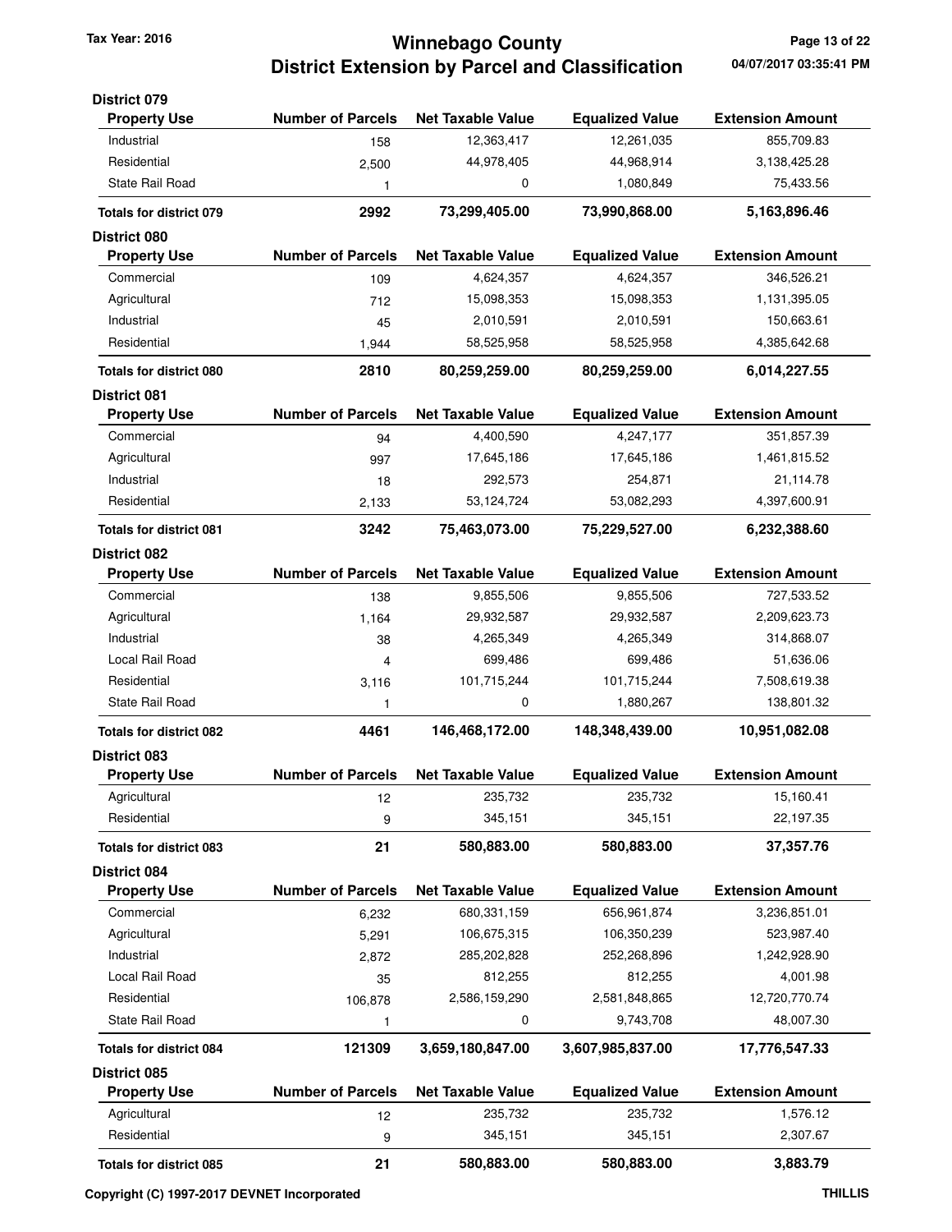# Winnebago County
## District Extension by Parcel and Classification

Tax Year: 2016

04/07/2017 03:35:41 PM

### District 079

| Property Use | Number of Parcels | Net Taxable Value | Equalized Value | Extension Amount |
|---|---|---|---|---|
| Industrial | 158 | 12,363,417 | 12,261,035 | 855,709.83 |
| Residential | 2,500 | 44,978,405 | 44,968,914 | 3,138,425.28 |
| State Rail Road | 1 | 0 | 1,080,849 | 75,433.56 |
| **Totals for district 079** | **2992** | **73,299,405.00** | **73,990,868.00** | **5,163,896.46** |

### District 080

| Property Use | Number of Parcels | Net Taxable Value | Equalized Value | Extension Amount |
|---|---|---|---|---|
| Commercial | 109 | 4,624,357 | 4,624,357 | 346,526.21 |
| Agricultural | 712 | 15,098,353 | 15,098,353 | 1,131,395.05 |
| Industrial | 45 | 2,010,591 | 2,010,591 | 150,663.61 |
| Residential | 1,944 | 58,525,958 | 58,525,958 | 4,385,642.68 |
| **Totals for district 080** | **2810** | **80,259,259.00** | **80,259,259.00** | **6,014,227.55** |

### District 081

| Property Use | Number of Parcels | Net Taxable Value | Equalized Value | Extension Amount |
|---|---|---|---|---|
| Commercial | 94 | 4,400,590 | 4,247,177 | 351,857.39 |
| Agricultural | 997 | 17,645,186 | 17,645,186 | 1,461,815.52 |
| Industrial | 18 | 292,573 | 254,871 | 21,114.78 |
| Residential | 2,133 | 53,124,724 | 53,082,293 | 4,397,600.91 |
| **Totals for district 081** | **3242** | **75,463,073.00** | **75,229,527.00** | **6,232,388.60** |

### District 082

| Property Use | Number of Parcels | Net Taxable Value | Equalized Value | Extension Amount |
|---|---|---|---|---|
| Commercial | 138 | 9,855,506 | 9,855,506 | 727,533.52 |
| Agricultural | 1,164 | 29,932,587 | 29,932,587 | 2,209,623.73 |
| Industrial | 38 | 4,265,349 | 4,265,349 | 314,868.07 |
| Local Rail Road | 4 | 699,486 | 699,486 | 51,636.06 |
| Residential | 3,116 | 101,715,244 | 101,715,244 | 7,508,619.38 |
| State Rail Road | 1 | 0 | 1,880,267 | 138,801.32 |
| **Totals for district 082** | **4461** | **146,468,172.00** | **148,348,439.00** | **10,951,082.08** |

### District 083

| Property Use | Number of Parcels | Net Taxable Value | Equalized Value | Extension Amount |
|---|---|---|---|---|
| Agricultural | 12 | 235,732 | 235,732 | 15,160.41 |
| Residential | 9 | 345,151 | 345,151 | 22,197.35 |
| **Totals for district 083** | **21** | **580,883.00** | **580,883.00** | **37,357.76** |

### District 084

| Property Use | Number of Parcels | Net Taxable Value | Equalized Value | Extension Amount |
|---|---|---|---|---|
| Commercial | 6,232 | 680,331,159 | 656,961,874 | 3,236,851.01 |
| Agricultural | 5,291 | 106,675,315 | 106,350,239 | 523,987.40 |
| Industrial | 2,872 | 285,202,828 | 252,268,896 | 1,242,928.90 |
| Local Rail Road | 35 | 812,255 | 812,255 | 4,001.98 |
| Residential | 106,878 | 2,586,159,290 | 2,581,848,865 | 12,720,770.74 |
| State Rail Road | 1 | 0 | 9,743,708 | 48,007.30 |
| **Totals for district 084** | **121309** | **3,659,180,847.00** | **3,607,985,837.00** | **17,776,547.33** |

### District 085

| Property Use | Number of Parcels | Net Taxable Value | Equalized Value | Extension Amount |
|---|---|---|---|---|
| Agricultural | 12 | 235,732 | 235,732 | 1,576.12 |
| Residential | 9 | 345,151 | 345,151 | 2,307.67 |
| **Totals for district 085** | **21** | **580,883.00** | **580,883.00** | **3,883.79** |

Copyright (C) 1997-2017 DEVNET Incorporated

THILLIS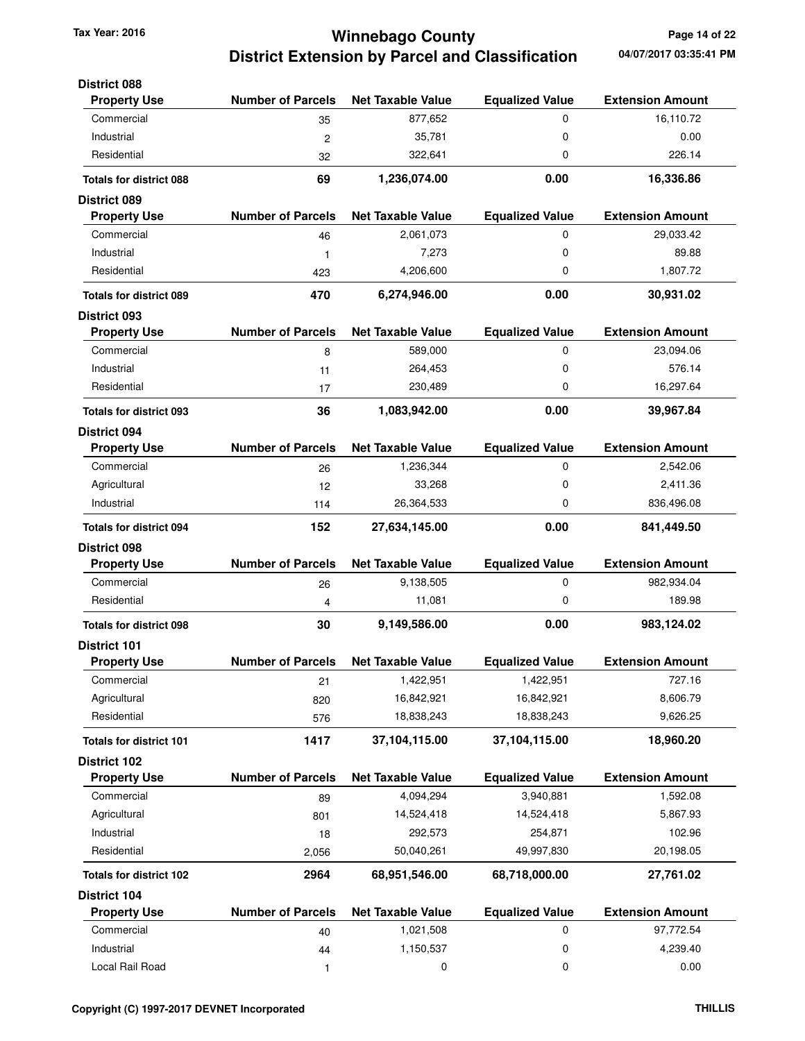# Winnebago County
## District Extension by Parcel and Classification

Tax Year: 2016

04/07/2017 03:35:41 PM

### District 088

| Property Use | Number of Parcels | Net Taxable Value | Equalized Value | Extension Amount |
|---|---|---|---|---|
| Commercial | 35 | 877,652 | 0 | 16,110.72 |
| Industrial | 2 | 35,781 | 0 | 0.00 |
| Residential | 32 | 322,641 | 0 | 226.14 |
| **Totals for district 088** | **69** | **1,236,074.00** | **0.00** | **16,336.86** |

### District 089

| Property Use | Number of Parcels | Net Taxable Value | Equalized Value | Extension Amount |
|---|---|---|---|---|
| Commercial | 46 | 2,061,073 | 0 | 29,033.42 |
| Industrial | 1 | 7,273 | 0 | 89.88 |
| Residential | 423 | 4,206,600 | 0 | 1,807.72 |
| **Totals for district 089** | **470** | **6,274,946.00** | **0.00** | **30,931.02** |

### District 093

| Property Use | Number of Parcels | Net Taxable Value | Equalized Value | Extension Amount |
|---|---|---|---|---|
| Commercial | 8 | 589,000 | 0 | 23,094.06 |
| Industrial | 11 | 264,453 | 0 | 576.14 |
| Residential | 17 | 230,489 | 0 | 16,297.64 |
| **Totals for district 093** | **36** | **1,083,942.00** | **0.00** | **39,967.84** |

### District 094

| Property Use | Number of Parcels | Net Taxable Value | Equalized Value | Extension Amount |
|---|---|---|---|---|
| Commercial | 26 | 1,236,344 | 0 | 2,542.06 |
| Agricultural | 12 | 33,268 | 0 | 2,411.36 |
| Industrial | 114 | 26,364,533 | 0 | 836,496.08 |
| **Totals for district 094** | **152** | **27,634,145.00** | **0.00** | **841,449.50** |

### District 098

| Property Use | Number of Parcels | Net Taxable Value | Equalized Value | Extension Amount |
|---|---|---|---|---|
| Commercial | 26 | 9,138,505 | 0 | 982,934.04 |
| Residential | 4 | 11,081 | 0 | 189.98 |
| **Totals for district 098** | **30** | **9,149,586.00** | **0.00** | **983,124.02** |

### District 101

| Property Use | Number of Parcels | Net Taxable Value | Equalized Value | Extension Amount |
|---|---|---|---|---|
| Commercial | 21 | 1,422,951 | 1,422,951 | 727.16 |
| Agricultural | 820 | 16,842,921 | 16,842,921 | 8,606.79 |
| Residential | 576 | 18,838,243 | 18,838,243 | 9,626.25 |
| **Totals for district 101** | **1417** | **37,104,115.00** | **37,104,115.00** | **18,960.20** |

### District 102

| Property Use | Number of Parcels | Net Taxable Value | Equalized Value | Extension Amount |
|---|---|---|---|---|
| Commercial | 89 | 4,094,294 | 3,940,881 | 1,592.08 |
| Agricultural | 801 | 14,524,418 | 14,524,418 | 5,867.93 |
| Industrial | 18 | 292,573 | 254,871 | 102.96 |
| Residential | 2,056 | 50,040,261 | 49,997,830 | 20,198.05 |
| **Totals for district 102** | **2964** | **68,951,546.00** | **68,718,000.00** | **27,761.02** |

### District 104

| Property Use | Number of Parcels | Net Taxable Value | Equalized Value | Extension Amount |
|---|---|---|---|---|
| Commercial | 40 | 1,021,508 | 0 | 97,772.54 |
| Industrial | 44 | 1,150,537 | 0 | 4,239.40 |
| Local Rail Road | 1 | 0 | 0 | 0.00 |

Copyright (C) 1997-2017 DEVNET Incorporated

THILLIS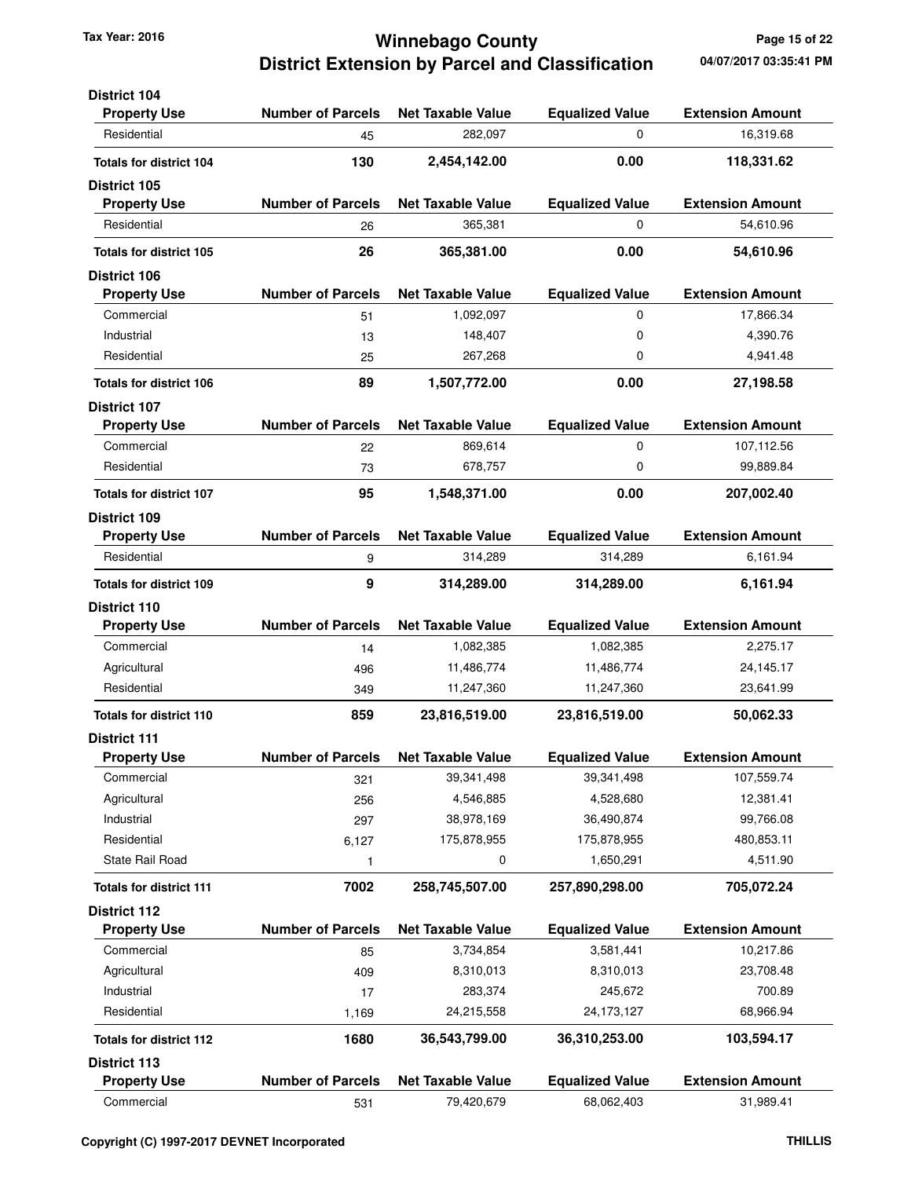# Winnebago County
## District Extension by Parcel and Classification

Tax Year: 2016

### District 104

| Property Use | Number of Parcels | Net Taxable Value | Equalized Value | Extension Amount |
|---|---|---|---|---|
| Residential | 45 | 282,097 | 0 | 16,319.68 |
| **Totals for district 104** | **130** | **2,454,142.00** | **0.00** | **118,331.62** |

### District 105

| Property Use | Number of Parcels | Net Taxable Value | Equalized Value | Extension Amount |
|---|---|---|---|---|
| Residential | 26 | 365,381 | 0 | 54,610.96 |
| **Totals for district 105** | **26** | **365,381.00** | **0.00** | **54,610.96** |

### District 106

| Property Use | Number of Parcels | Net Taxable Value | Equalized Value | Extension Amount |
|---|---|---|---|---|
| Commercial | 51 | 1,092,097 | 0 | 17,866.34 |
| Industrial | 13 | 148,407 | 0 | 4,390.76 |
| Residential | 25 | 267,268 | 0 | 4,941.48 |
| **Totals for district 106** | **89** | **1,507,772.00** | **0.00** | **27,198.58** |

### District 107

| Property Use | Number of Parcels | Net Taxable Value | Equalized Value | Extension Amount |
|---|---|---|---|---|
| Commercial | 22 | 869,614 | 0 | 107,112.56 |
| Residential | 73 | 678,757 | 0 | 99,889.84 |
| **Totals for district 107** | **95** | **1,548,371.00** | **0.00** | **207,002.40** |

### District 109

| Property Use | Number of Parcels | Net Taxable Value | Equalized Value | Extension Amount |
|---|---|---|---|---|
| Residential | 9 | 314,289 | 314,289 | 6,161.94 |
| **Totals for district 109** | **9** | **314,289.00** | **314,289.00** | **6,161.94** |

### District 110

| Property Use | Number of Parcels | Net Taxable Value | Equalized Value | Extension Amount |
|---|---|---|---|---|
| Commercial | 14 | 1,082,385 | 1,082,385 | 2,275.17 |
| Agricultural | 496 | 11,486,774 | 11,486,774 | 24,145.17 |
| Residential | 349 | 11,247,360 | 11,247,360 | 23,641.99 |
| **Totals for district 110** | **859** | **23,816,519.00** | **23,816,519.00** | **50,062.33** |

### District 111

| Property Use | Number of Parcels | Net Taxable Value | Equalized Value | Extension Amount |
|---|---|---|---|---|
| Commercial | 321 | 39,341,498 | 39,341,498 | 107,559.74 |
| Agricultural | 256 | 4,546,885 | 4,528,680 | 12,381.41 |
| Industrial | 297 | 38,978,169 | 36,490,874 | 99,766.08 |
| Residential | 6,127 | 175,878,955 | 175,878,955 | 480,853.11 |
| State Rail Road | 1 | 0 | 1,650,291 | 4,511.90 |
| **Totals for district 111** | **7002** | **258,745,507.00** | **257,890,298.00** | **705,072.24** |

### District 112

| Property Use | Number of Parcels | Net Taxable Value | Equalized Value | Extension Amount |
|---|---|---|---|---|
| Commercial | 85 | 3,734,854 | 3,581,441 | 10,217.86 |
| Agricultural | 409 | 8,310,013 | 8,310,013 | 23,708.48 |
| Industrial | 17 | 283,374 | 245,672 | 700.89 |
| Residential | 1,169 | 24,215,558 | 24,173,127 | 68,966.94 |
| **Totals for district 112** | **1680** | **36,543,799.00** | **36,310,253.00** | **103,594.17** |

### District 113

| Property Use | Number of Parcels | Net Taxable Value | Equalized Value | Extension Amount |
|---|---|---|---|---|
| Commercial | 531 | 79,420,679 | 68,062,403 | 31,989.41 |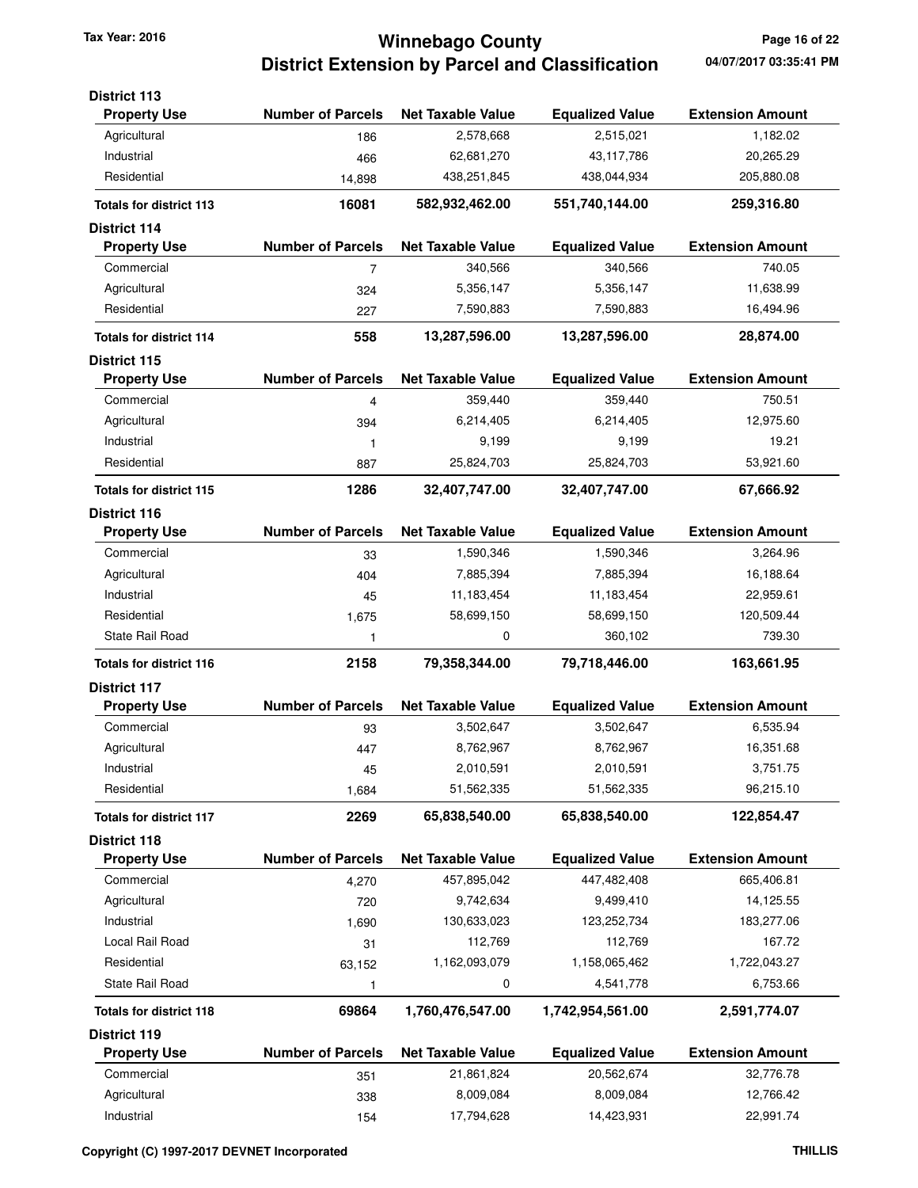## Tax Year: 2016

# Winnebago County
## District Extension by Parcel and Classification

04/07/2017 03:35:41 PM

**District 113**

| Property Use | Number of Parcels | Net Taxable Value | Equalized Value | Extension Amount |
|---|---|---|---|---|
| Agricultural | 186 | 2,578,668 | 2,515,021 | 1,182.02 |
| Industrial | 466 | 62,681,270 | 43,117,786 | 20,265.29 |
| Residential | 14,898 | 438,251,845 | 438,044,934 | 205,880.08 |
| **Totals for district 113** | **16081** | **582,932,462.00** | **551,740,144.00** | **259,316.80** |

**District 114**

| Property Use | Number of Parcels | Net Taxable Value | Equalized Value | Extension Amount |
|---|---|---|---|---|
| Commercial | 7 | 340,566 | 340,566 | 740.05 |
| Agricultural | 324 | 5,356,147 | 5,356,147 | 11,638.99 |
| Residential | 227 | 7,590,883 | 7,590,883 | 16,494.96 |
| **Totals for district 114** | **558** | **13,287,596.00** | **13,287,596.00** | **28,874.00** |

**District 115**

| Property Use | Number of Parcels | Net Taxable Value | Equalized Value | Extension Amount |
|---|---|---|---|---|
| Commercial | 4 | 359,440 | 359,440 | 750.51 |
| Agricultural | 394 | 6,214,405 | 6,214,405 | 12,975.60 |
| Industrial | 1 | 9,199 | 9,199 | 19.21 |
| Residential | 887 | 25,824,703 | 25,824,703 | 53,921.60 |
| **Totals for district 115** | **1286** | **32,407,747.00** | **32,407,747.00** | **67,666.92** |

**District 116**

| Property Use | Number of Parcels | Net Taxable Value | Equalized Value | Extension Amount |
|---|---|---|---|---|
| Commercial | 33 | 1,590,346 | 1,590,346 | 3,264.96 |
| Agricultural | 404 | 7,885,394 | 7,885,394 | 16,188.64 |
| Industrial | 45 | 11,183,454 | 11,183,454 | 22,959.61 |
| Residential | 1,675 | 58,699,150 | 58,699,150 | 120,509.44 |
| State Rail Road | 1 | 0 | 360,102 | 739.30 |
| **Totals for district 116** | **2158** | **79,358,344.00** | **79,718,446.00** | **163,661.95** |

**District 117**

| Property Use | Number of Parcels | Net Taxable Value | Equalized Value | Extension Amount |
|---|---|---|---|---|
| Commercial | 93 | 3,502,647 | 3,502,647 | 6,535.94 |
| Agricultural | 447 | 8,762,967 | 8,762,967 | 16,351.68 |
| Industrial | 45 | 2,010,591 | 2,010,591 | 3,751.75 |
| Residential | 1,684 | 51,562,335 | 51,562,335 | 96,215.10 |
| **Totals for district 117** | **2269** | **65,838,540.00** | **65,838,540.00** | **122,854.47** |

**District 118**

| Property Use | Number of Parcels | Net Taxable Value | Equalized Value | Extension Amount |
|---|---|---|---|---|
| Commercial | 4,270 | 457,895,042 | 447,482,408 | 665,406.81 |
| Agricultural | 720 | 9,742,634 | 9,499,410 | 14,125.55 |
| Industrial | 1,690 | 130,633,023 | 123,252,734 | 183,277.06 |
| Local Rail Road | 31 | 112,769 | 112,769 | 167.72 |
| Residential | 63,152 | 1,162,093,079 | 1,158,065,462 | 1,722,043.27 |
| State Rail Road | 1 | 0 | 4,541,778 | 6,753.66 |
| **Totals for district 118** | **69864** | **1,760,476,547.00** | **1,742,954,561.00** | **2,591,774.07** |

**District 119**

| Property Use | Number of Parcels | Net Taxable Value | Equalized Value | Extension Amount |
|---|---|---|---|---|
| Commercial | 351 | 21,861,824 | 20,562,674 | 32,776.78 |
| Agricultural | 338 | 8,009,084 | 8,009,084 | 12,766.42 |
| Industrial | 154 | 17,794,628 | 14,423,931 | 22,991.74 |

Copyright (C) 1997-2017 DEVNET Incorporated

THILLIS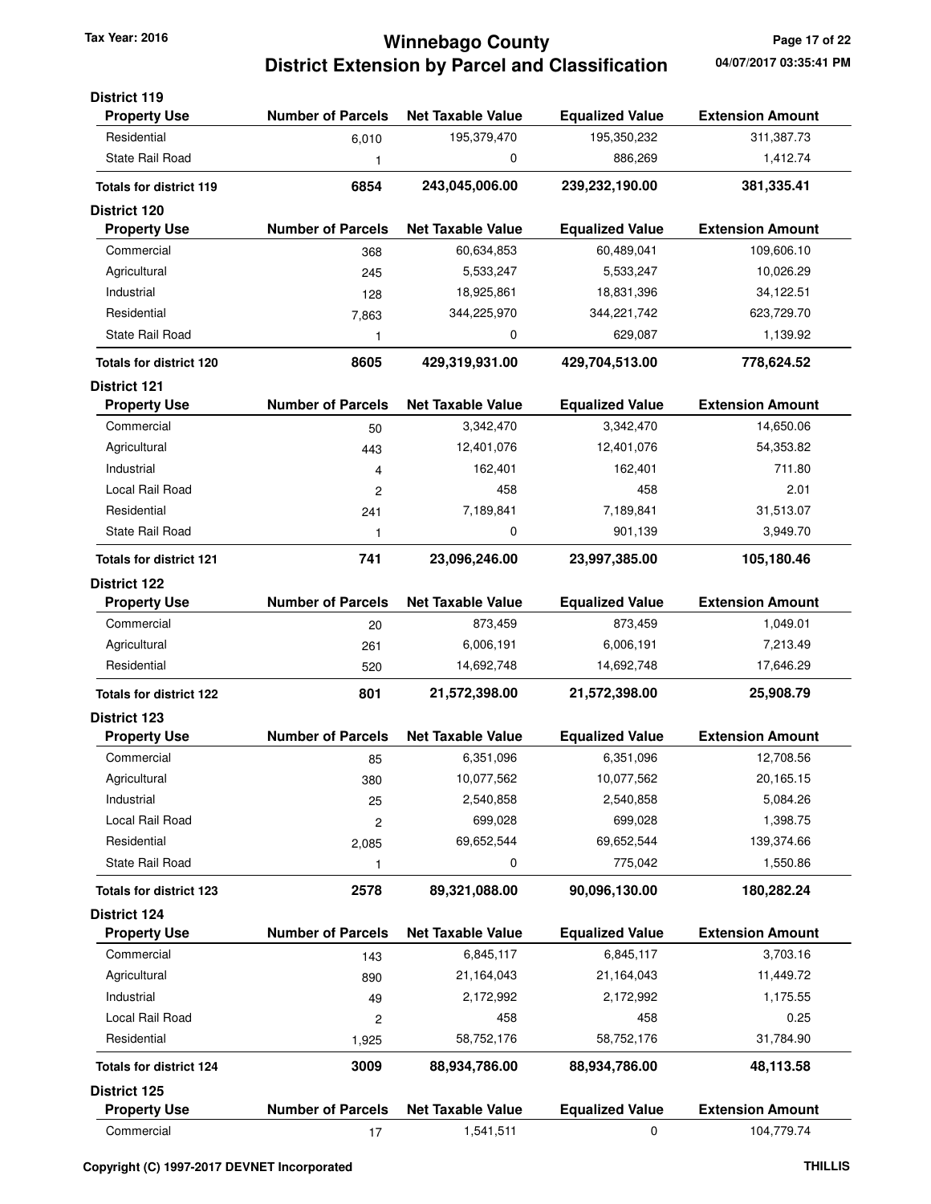# Winnebago County
## District Extension by Parcel and Classification

Tax Year: 2016

04/07/2017 03:35:41 PM

### District 119

| Property Use | Number of Parcels | Net Taxable Value | Equalized Value | Extension Amount |
|---|---|---|---|---|
| Residential | 6,010 | 195,379,470 | 195,350,232 | 311,387.73 |
| State Rail Road | 1 | 0 | 886,269 | 1,412.74 |
| **Totals for district 119** | **6854** | **243,045,006.00** | **239,232,190.00** | **381,335.41** |

### District 120

| Property Use | Number of Parcels | Net Taxable Value | Equalized Value | Extension Amount |
|---|---|---|---|---|
| Commercial | 368 | 60,634,853 | 60,489,041 | 109,606.10 |
| Agricultural | 245 | 5,533,247 | 5,533,247 | 10,026.29 |
| Industrial | 128 | 18,925,861 | 18,831,396 | 34,122.51 |
| Residential | 7,863 | 344,225,970 | 344,221,742 | 623,729.70 |
| State Rail Road | 1 | 0 | 629,087 | 1,139.92 |
| **Totals for district 120** | **8605** | **429,319,931.00** | **429,704,513.00** | **778,624.52** |

### District 121

| Property Use | Number of Parcels | Net Taxable Value | Equalized Value | Extension Amount |
|---|---|---|---|---|
| Commercial | 50 | 3,342,470 | 3,342,470 | 14,650.06 |
| Agricultural | 443 | 12,401,076 | 12,401,076 | 54,353.82 |
| Industrial | 4 | 162,401 | 162,401 | 711.80 |
| Local Rail Road | 2 | 458 | 458 | 2.01 |
| Residential | 241 | 7,189,841 | 7,189,841 | 31,513.07 |
| State Rail Road | 1 | 0 | 901,139 | 3,949.70 |
| **Totals for district 121** | **741** | **23,096,246.00** | **23,997,385.00** | **105,180.46** |

### District 122

| Property Use | Number of Parcels | Net Taxable Value | Equalized Value | Extension Amount |
|---|---|---|---|---|
| Commercial | 20 | 873,459 | 873,459 | 1,049.01 |
| Agricultural | 261 | 6,006,191 | 6,006,191 | 7,213.49 |
| Residential | 520 | 14,692,748 | 14,692,748 | 17,646.29 |
| **Totals for district 122** | **801** | **21,572,398.00** | **21,572,398.00** | **25,908.79** |

### District 123

| Property Use | Number of Parcels | Net Taxable Value | Equalized Value | Extension Amount |
|---|---|---|---|---|
| Commercial | 85 | 6,351,096 | 6,351,096 | 12,708.56 |
| Agricultural | 380 | 10,077,562 | 10,077,562 | 20,165.15 |
| Industrial | 25 | 2,540,858 | 2,540,858 | 5,084.26 |
| Local Rail Road | 2 | 699,028 | 699,028 | 1,398.75 |
| Residential | 2,085 | 69,652,544 | 69,652,544 | 139,374.66 |
| State Rail Road | 1 | 0 | 775,042 | 1,550.86 |
| **Totals for district 123** | **2578** | **89,321,088.00** | **90,096,130.00** | **180,282.24** |

### District 124

| Property Use | Number of Parcels | Net Taxable Value | Equalized Value | Extension Amount |
|---|---|---|---|---|
| Commercial | 143 | 6,845,117 | 6,845,117 | 3,703.16 |
| Agricultural | 890 | 21,164,043 | 21,164,043 | 11,449.72 |
| Industrial | 49 | 2,172,992 | 2,172,992 | 1,175.55 |
| Local Rail Road | 2 | 458 | 458 | 0.25 |
| Residential | 1,925 | 58,752,176 | 58,752,176 | 31,784.90 |
| **Totals for district 124** | **3009** | **88,934,786.00** | **88,934,786.00** | **48,113.58** |

### District 125

| Property Use | Number of Parcels | Net Taxable Value | Equalized Value | Extension Amount |
|---|---|---|---|---|
| Commercial | 17 | 1,541,511 | 0 | 104,779.74 |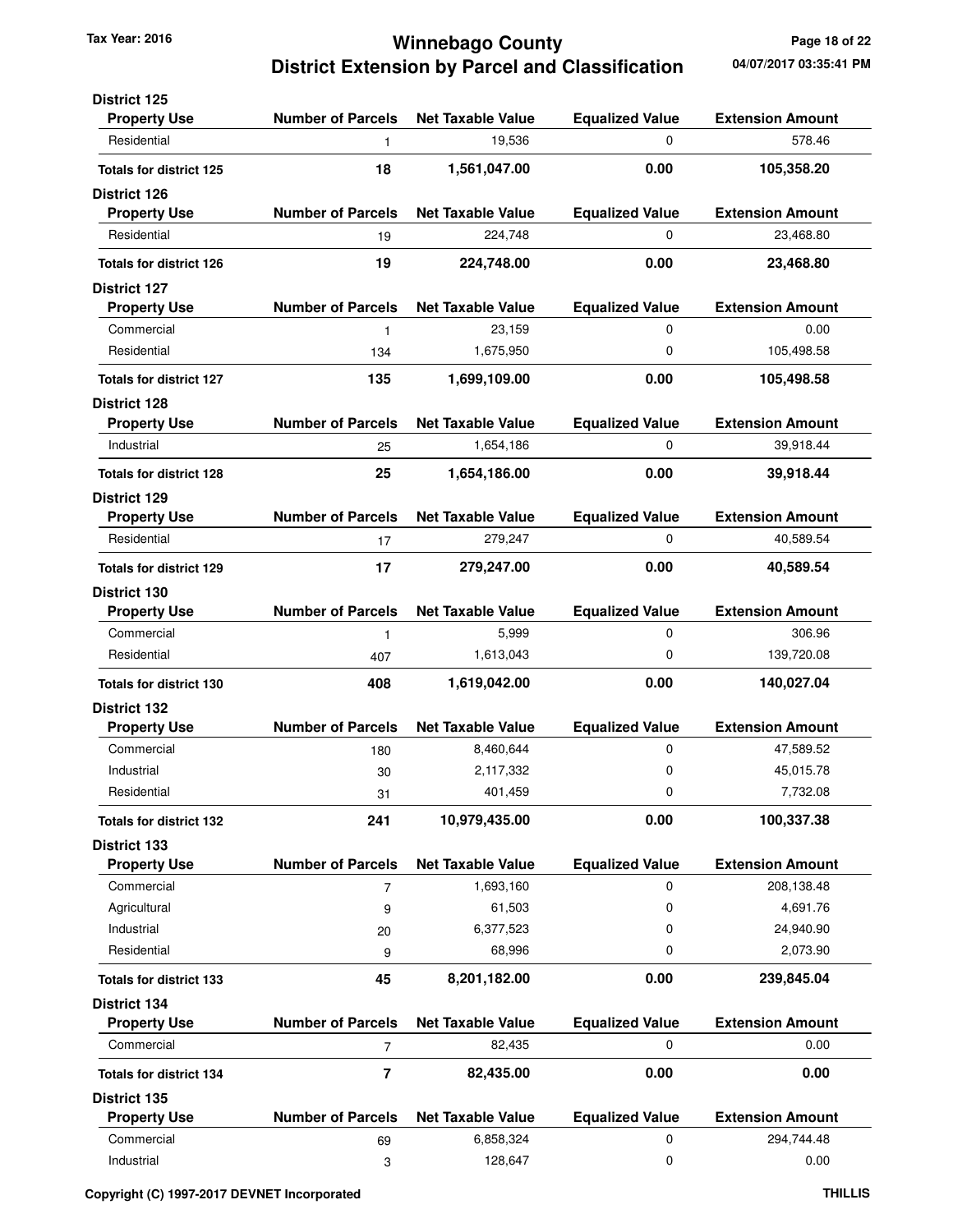### District 125

| Property Use | Number of Parcels | Net Taxable Value | Equalized Value | Extension Amount |
|---|---|---|---|---|
| Residential | 1 | 19,536 | 0 | 578.46 |
| **Totals for district 125** | **18** | **1,561,047.00** | **0.00** | **105,358.20** |

### District 126

| Property Use | Number of Parcels | Net Taxable Value | Equalized Value | Extension Amount |
|---|---|---|---|---|
| Residential | 19 | 224,748 | 0 | 23,468.80 |
| **Totals for district 126** | **19** | **224,748.00** | **0.00** | **23,468.80** |

### District 127

| Property Use | Number of Parcels | Net Taxable Value | Equalized Value | Extension Amount |
|---|---|---|---|---|
| Commercial | 1 | 23,159 | 0 | 0.00 |
| Residential | 134 | 1,675,950 | 0 | 105,498.58 |
| **Totals for district 127** | **135** | **1,699,109.00** | **0.00** | **105,498.58** |

### District 128

| Property Use | Number of Parcels | Net Taxable Value | Equalized Value | Extension Amount |
|---|---|---|---|---|
| Industrial | 25 | 1,654,186 | 0 | 39,918.44 |
| **Totals for district 128** | **25** | **1,654,186.00** | **0.00** | **39,918.44** |

### District 129

| Property Use | Number of Parcels | Net Taxable Value | Equalized Value | Extension Amount |
|---|---|---|---|---|
| Residential | 17 | 279,247 | 0 | 40,589.54 |
| **Totals for district 129** | **17** | **279,247.00** | **0.00** | **40,589.54** |

### District 130

| Property Use | Number of Parcels | Net Taxable Value | Equalized Value | Extension Amount |
|---|---|---|---|---|
| Commercial | 1 | 5,999 | 0 | 306.96 |
| Residential | 407 | 1,613,043 | 0 | 139,720.08 |
| **Totals for district 130** | **408** | **1,619,042.00** | **0.00** | **140,027.04** |

### District 132

| Property Use | Number of Parcels | Net Taxable Value | Equalized Value | Extension Amount |
|---|---|---|---|---|
| Commercial | 180 | 8,460,644 | 0 | 47,589.52 |
| Industrial | 30 | 2,117,332 | 0 | 45,015.78 |
| Residential | 31 | 401,459 | 0 | 7,732.08 |
| **Totals for district 132** | **241** | **10,979,435.00** | **0.00** | **100,337.38** |

### District 133

| Property Use | Number of Parcels | Net Taxable Value | Equalized Value | Extension Amount |
|---|---|---|---|---|
| Commercial | 7 | 1,693,160 | 0 | 208,138.48 |
| Agricultural | 9 | 61,503 | 0 | 4,691.76 |
| Industrial | 20 | 6,377,523 | 0 | 24,940.90 |
| Residential | 9 | 68,996 | 0 | 2,073.90 |
| **Totals for district 133** | **45** | **8,201,182.00** | **0.00** | **239,845.04** |

### District 134

| Property Use | Number of Parcels | Net Taxable Value | Equalized Value | Extension Amount |
|---|---|---|---|---|
| Commercial | 7 | 82,435 | 0 | 0.00 |
| **Totals for district 134** | **7** | **82,435.00** | **0.00** | **0.00** |

### District 135

| Property Use | Number of Parcels | Net Taxable Value | Equalized Value | Extension Amount |
|---|---|---|---|---|
| Commercial | 69 | 6,858,324 | 0 | 294,744.48 |
| Industrial | 3 | 128,647 | 0 | 0.00 |

Copyright (C) 1997-2017 DEVNET Incorporated — THILLIS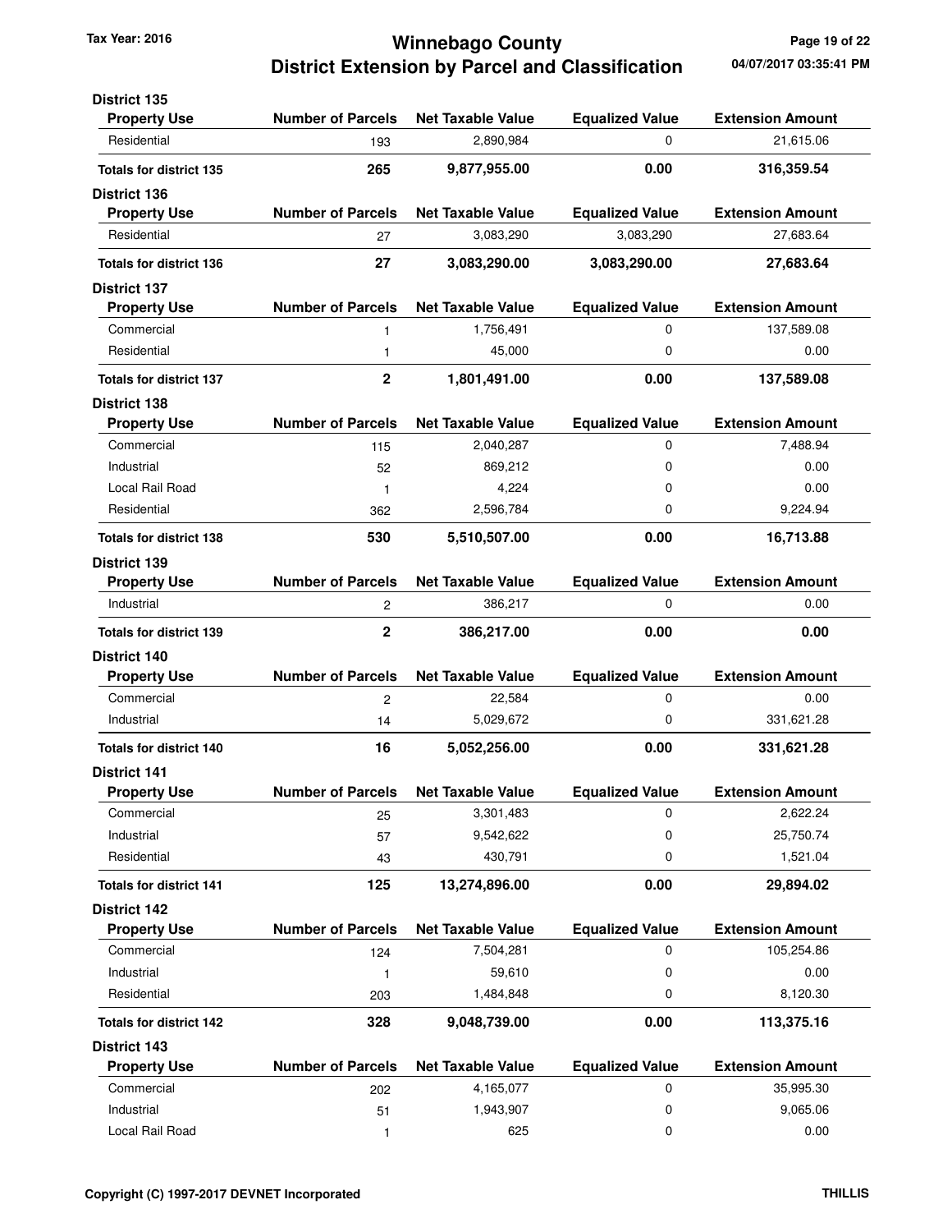# Winnebago County
## District Extension by Parcel and Classification

Tax Year: 2016

04/07/2017 03:35:41 PM

### District 135

| Property Use | Number of Parcels | Net Taxable Value | Equalized Value | Extension Amount |
|---|---|---|---|---|
| Residential | 193 | 2,890,984 | 0 | 21,615.06 |
| **Totals for district 135** | **265** | **9,877,955.00** | **0.00** | **316,359.54** |

### District 136

| Property Use | Number of Parcels | Net Taxable Value | Equalized Value | Extension Amount |
|---|---|---|---|---|
| Residential | 27 | 3,083,290 | 3,083,290 | 27,683.64 |
| **Totals for district 136** | **27** | **3,083,290.00** | **3,083,290.00** | **27,683.64** |

### District 137

| Property Use | Number of Parcels | Net Taxable Value | Equalized Value | Extension Amount |
|---|---|---|---|---|
| Commercial | 1 | 1,756,491 | 0 | 137,589.08 |
| Residential | 1 | 45,000 | 0 | 0.00 |
| **Totals for district 137** | **2** | **1,801,491.00** | **0.00** | **137,589.08** |

### District 138

| Property Use | Number of Parcels | Net Taxable Value | Equalized Value | Extension Amount |
|---|---|---|---|---|
| Commercial | 115 | 2,040,287 | 0 | 7,488.94 |
| Industrial | 52 | 869,212 | 0 | 0.00 |
| Local Rail Road | 1 | 4,224 | 0 | 0.00 |
| Residential | 362 | 2,596,784 | 0 | 9,224.94 |
| **Totals for district 138** | **530** | **5,510,507.00** | **0.00** | **16,713.88** |

### District 139

| Property Use | Number of Parcels | Net Taxable Value | Equalized Value | Extension Amount |
|---|---|---|---|---|
| Industrial | 2 | 386,217 | 0 | 0.00 |
| **Totals for district 139** | **2** | **386,217.00** | **0.00** | **0.00** |

### District 140

| Property Use | Number of Parcels | Net Taxable Value | Equalized Value | Extension Amount |
|---|---|---|---|---|
| Commercial | 2 | 22,584 | 0 | 0.00 |
| Industrial | 14 | 5,029,672 | 0 | 331,621.28 |
| **Totals for district 140** | **16** | **5,052,256.00** | **0.00** | **331,621.28** |

### District 141

| Property Use | Number of Parcels | Net Taxable Value | Equalized Value | Extension Amount |
|---|---|---|---|---|
| Commercial | 25 | 3,301,483 | 0 | 2,622.24 |
| Industrial | 57 | 9,542,622 | 0 | 25,750.74 |
| Residential | 43 | 430,791 | 0 | 1,521.04 |
| **Totals for district 141** | **125** | **13,274,896.00** | **0.00** | **29,894.02** |

### District 142

| Property Use | Number of Parcels | Net Taxable Value | Equalized Value | Extension Amount |
|---|---|---|---|---|
| Commercial | 124 | 7,504,281 | 0 | 105,254.86 |
| Industrial | 1 | 59,610 | 0 | 0.00 |
| Residential | 203 | 1,484,848 | 0 | 8,120.30 |
| **Totals for district 142** | **328** | **9,048,739.00** | **0.00** | **113,375.16** |

### District 143

| Property Use | Number of Parcels | Net Taxable Value | Equalized Value | Extension Amount |
|---|---|---|---|---|
| Commercial | 202 | 4,165,077 | 0 | 35,995.30 |
| Industrial | 51 | 1,943,907 | 0 | 9,065.06 |
| Local Rail Road | 1 | 625 | 0 | 0.00 |

Copyright (C) 1997-2017 DEVNET Incorporated

THILLIS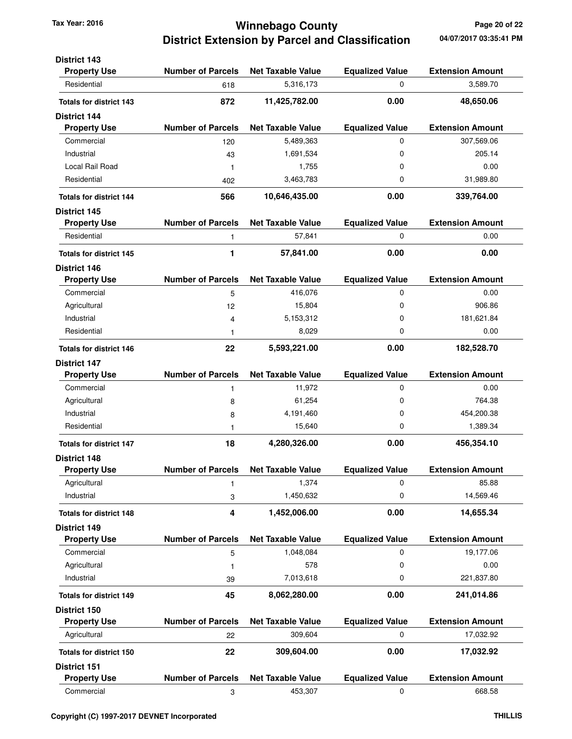**District 143**

| Property Use | Number of Parcels | Net Taxable Value | Equalized Value | Extension Amount |
|---|---|---|---|---|
| Residential | 618 | 5,316,173 | 0 | 3,589.70 |
| **Totals for district 143** | **872** | **11,425,782.00** | **0.00** | **48,650.06** |

**District 144**

| Property Use | Number of Parcels | Net Taxable Value | Equalized Value | Extension Amount |
|---|---|---|---|---|
| Commercial | 120 | 5,489,363 | 0 | 307,569.06 |
| Industrial | 43 | 1,691,534 | 0 | 205.14 |
| Local Rail Road | 1 | 1,755 | 0 | 0.00 |
| Residential | 402 | 3,463,783 | 0 | 31,989.80 |
| **Totals for district 144** | **566** | **10,646,435.00** | **0.00** | **339,764.00** |

**District 145**

| Property Use | Number of Parcels | Net Taxable Value | Equalized Value | Extension Amount |
|---|---|---|---|---|
| Residential | 1 | 57,841 | 0 | 0.00 |
| **Totals for district 145** | **1** | **57,841.00** | **0.00** | **0.00** |

**District 146**

| Property Use | Number of Parcels | Net Taxable Value | Equalized Value | Extension Amount |
|---|---|---|---|---|
| Commercial | 5 | 416,076 | 0 | 0.00 |
| Agricultural | 12 | 15,804 | 0 | 906.86 |
| Industrial | 4 | 5,153,312 | 0 | 181,621.84 |
| Residential | 1 | 8,029 | 0 | 0.00 |
| **Totals for district 146** | **22** | **5,593,221.00** | **0.00** | **182,528.70** |

**District 147**

| Property Use | Number of Parcels | Net Taxable Value | Equalized Value | Extension Amount |
|---|---|---|---|---|
| Commercial | 1 | 11,972 | 0 | 0.00 |
| Agricultural | 8 | 61,254 | 0 | 764.38 |
| Industrial | 8 | 4,191,460 | 0 | 454,200.38 |
| Residential | 1 | 15,640 | 0 | 1,389.34 |
| **Totals for district 147** | **18** | **4,280,326.00** | **0.00** | **456,354.10** |

**District 148**

| Property Use | Number of Parcels | Net Taxable Value | Equalized Value | Extension Amount |
|---|---|---|---|---|
| Agricultural | 1 | 1,374 | 0 | 85.88 |
| Industrial | 3 | 1,450,632 | 0 | 14,569.46 |
| **Totals for district 148** | **4** | **1,452,006.00** | **0.00** | **14,655.34** |

**District 149**

| Property Use | Number of Parcels | Net Taxable Value | Equalized Value | Extension Amount |
|---|---|---|---|---|
| Commercial | 5 | 1,048,084 | 0 | 19,177.06 |
| Agricultural | 1 | 578 | 0 | 0.00 |
| Industrial | 39 | 7,013,618 | 0 | 221,837.80 |
| **Totals for district 149** | **45** | **8,062,280.00** | **0.00** | **241,014.86** |

**District 150**

| Property Use | Number of Parcels | Net Taxable Value | Equalized Value | Extension Amount |
|---|---|---|---|---|
| Agricultural | 22 | 309,604 | 0 | 17,032.92 |
| **Totals for district 150** | **22** | **309,604.00** | **0.00** | **17,032.92** |

**District 151**

| Property Use | Number of Parcels | Net Taxable Value | Equalized Value | Extension Amount |
|---|---|---|---|---|
| Commercial | 3 | 453,307 | 0 | 668.58 |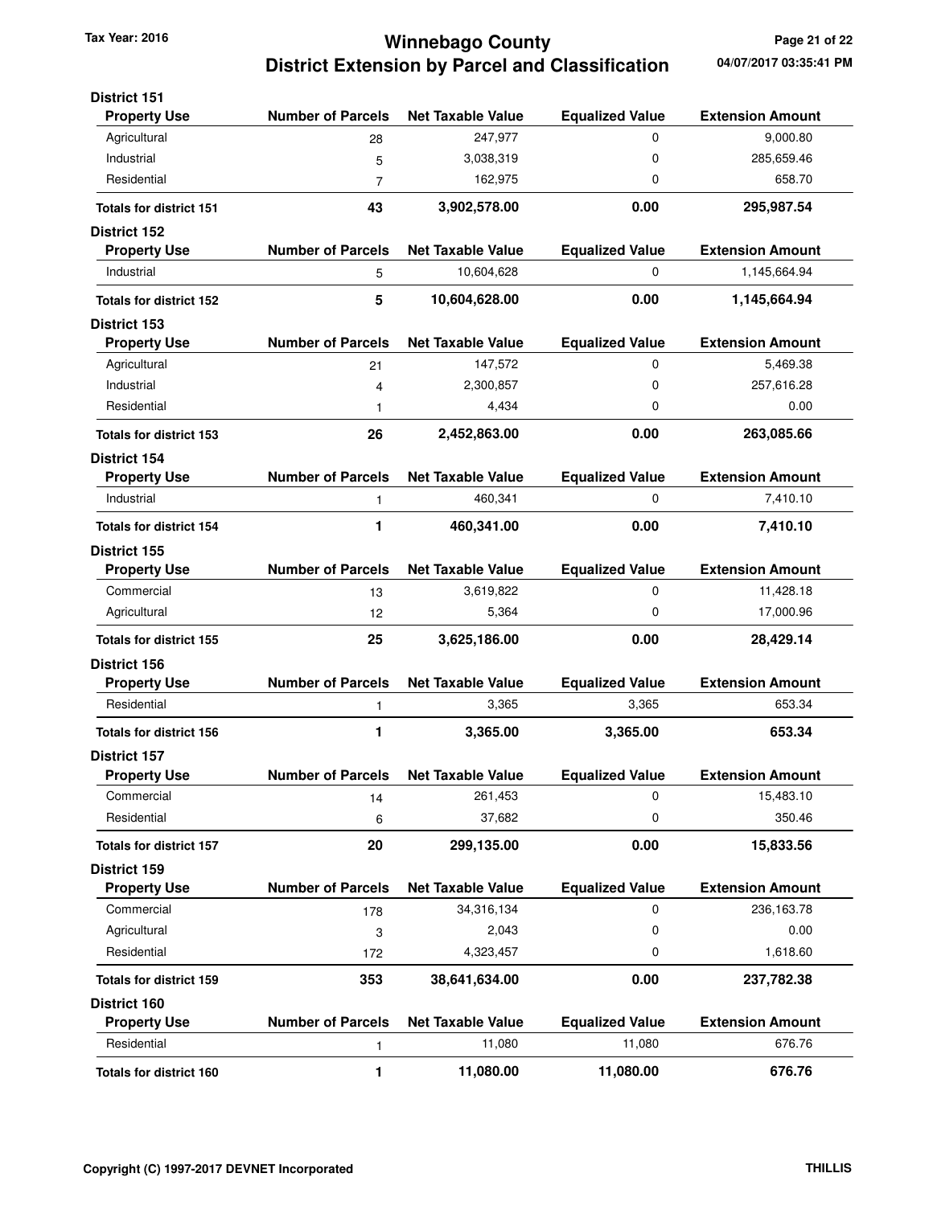Tax Year: 2016

# Winnebago County
## District Extension by Parcel and Classification

04/07/2017 03:35:41 PM

**District 151**

| Property Use | Number of Parcels | Net Taxable Value | Equalized Value | Extension Amount |
|---|---|---|---|---|
| Agricultural | 28 | 247,977 | 0 | 9,000.80 |
| Industrial | 5 | 3,038,319 | 0 | 285,659.46 |
| Residential | 7 | 162,975 | 0 | 658.70 |
| **Totals for district 151** | **43** | **3,902,578.00** | **0.00** | **295,987.54** |

**District 152**

| Property Use | Number of Parcels | Net Taxable Value | Equalized Value | Extension Amount |
|---|---|---|---|---|
| Industrial | 5 | 10,604,628 | 0 | 1,145,664.94 |
| **Totals for district 152** | **5** | **10,604,628.00** | **0.00** | **1,145,664.94** |

**District 153**

| Property Use | Number of Parcels | Net Taxable Value | Equalized Value | Extension Amount |
|---|---|---|---|---|
| Agricultural | 21 | 147,572 | 0 | 5,469.38 |
| Industrial | 4 | 2,300,857 | 0 | 257,616.28 |
| Residential | 1 | 4,434 | 0 | 0.00 |
| **Totals for district 153** | **26** | **2,452,863.00** | **0.00** | **263,085.66** |

**District 154**

| Property Use | Number of Parcels | Net Taxable Value | Equalized Value | Extension Amount |
|---|---|---|---|---|
| Industrial | 1 | 460,341 | 0 | 7,410.10 |
| **Totals for district 154** | **1** | **460,341.00** | **0.00** | **7,410.10** |

**District 155**

| Property Use | Number of Parcels | Net Taxable Value | Equalized Value | Extension Amount |
|---|---|---|---|---|
| Commercial | 13 | 3,619,822 | 0 | 11,428.18 |
| Agricultural | 12 | 5,364 | 0 | 17,000.96 |
| **Totals for district 155** | **25** | **3,625,186.00** | **0.00** | **28,429.14** |

**District 156**

| Property Use | Number of Parcels | Net Taxable Value | Equalized Value | Extension Amount |
|---|---|---|---|---|
| Residential | 1 | 3,365 | 3,365 | 653.34 |
| **Totals for district 156** | **1** | **3,365.00** | **3,365.00** | **653.34** |

**District 157**

| Property Use | Number of Parcels | Net Taxable Value | Equalized Value | Extension Amount |
|---|---|---|---|---|
| Commercial | 14 | 261,453 | 0 | 15,483.10 |
| Residential | 6 | 37,682 | 0 | 350.46 |
| **Totals for district 157** | **20** | **299,135.00** | **0.00** | **15,833.56** |

**District 159**

| Property Use | Number of Parcels | Net Taxable Value | Equalized Value | Extension Amount |
|---|---|---|---|---|
| Commercial | 178 | 34,316,134 | 0 | 236,163.78 |
| Agricultural | 3 | 2,043 | 0 | 0.00 |
| Residential | 172 | 4,323,457 | 0 | 1,618.60 |
| **Totals for district 159** | **353** | **38,641,634.00** | **0.00** | **237,782.38** |

**District 160**

| Property Use | Number of Parcels | Net Taxable Value | Equalized Value | Extension Amount |
|---|---|---|---|---|
| Residential | 1 | 11,080 | 11,080 | 676.76 |
| **Totals for district 160** | **1** | **11,080.00** | **11,080.00** | **676.76** |

Copyright (C) 1997-2017 DEVNET Incorporated THILLIS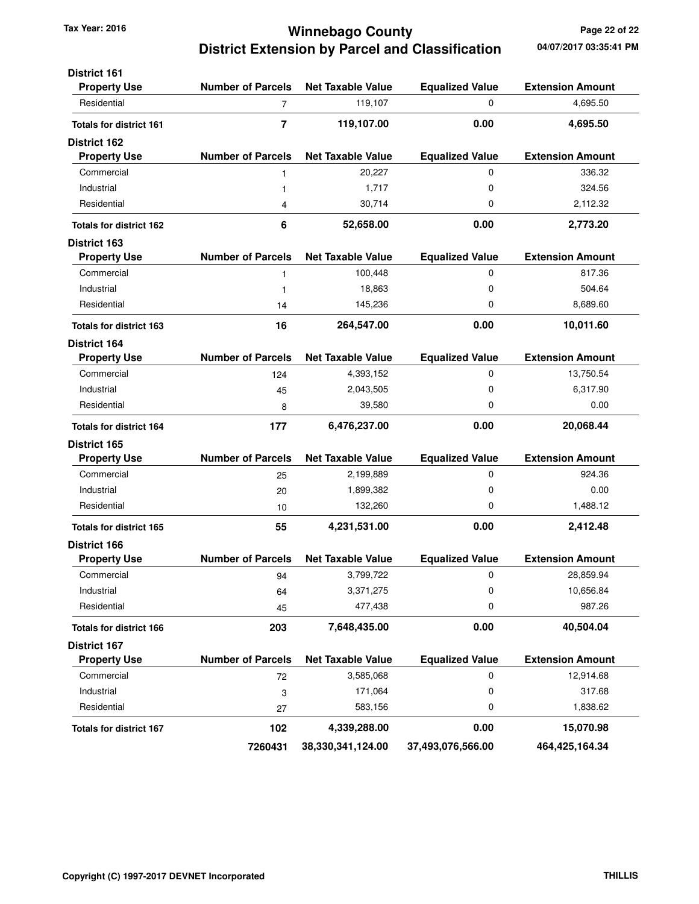## District 161

| Property Use | Number of Parcels | Net Taxable Value | Equalized Value | Extension Amount |
|---|---|---|---|---|
| Residential | 7 | 119,107 | 0 | 4,695.50 |
| **Totals for district 161** | **7** | **119,107.00** | **0.00** | **4,695.50** |

## District 162

| Property Use | Number of Parcels | Net Taxable Value | Equalized Value | Extension Amount |
|---|---|---|---|---|
| Commercial | 1 | 20,227 | 0 | 336.32 |
| Industrial | 1 | 1,717 | 0 | 324.56 |
| Residential | 4 | 30,714 | 0 | 2,112.32 |
| **Totals for district 162** | **6** | **52,658.00** | **0.00** | **2,773.20** |

## District 163

| Property Use | Number of Parcels | Net Taxable Value | Equalized Value | Extension Amount |
|---|---|---|---|---|
| Commercial | 1 | 100,448 | 0 | 817.36 |
| Industrial | 1 | 18,863 | 0 | 504.64 |
| Residential | 14 | 145,236 | 0 | 8,689.60 |
| **Totals for district 163** | **16** | **264,547.00** | **0.00** | **10,011.60** |

## District 164

| Property Use | Number of Parcels | Net Taxable Value | Equalized Value | Extension Amount |
|---|---|---|---|---|
| Commercial | 124 | 4,393,152 | 0 | 13,750.54 |
| Industrial | 45 | 2,043,505 | 0 | 6,317.90 |
| Residential | 8 | 39,580 | 0 | 0.00 |
| **Totals for district 164** | **177** | **6,476,237.00** | **0.00** | **20,068.44** |

## District 165

| Property Use | Number of Parcels | Net Taxable Value | Equalized Value | Extension Amount |
|---|---|---|---|---|
| Commercial | 25 | 2,199,889 | 0 | 924.36 |
| Industrial | 20 | 1,899,382 | 0 | 0.00 |
| Residential | 10 | 132,260 | 0 | 1,488.12 |
| **Totals for district 165** | **55** | **4,231,531.00** | **0.00** | **2,412.48** |

## District 166

| Property Use | Number of Parcels | Net Taxable Value | Equalized Value | Extension Amount |
|---|---|---|---|---|
| Commercial | 94 | 3,799,722 | 0 | 28,859.94 |
| Industrial | 64 | 3,371,275 | 0 | 10,656.84 |
| Residential | 45 | 477,438 | 0 | 987.26 |
| **Totals for district 166** | **203** | **7,648,435.00** | **0.00** | **40,504.04** |

## District 167

| Property Use | Number of Parcels | Net Taxable Value | Equalized Value | Extension Amount |
|---|---|---|---|---|
| Commercial | 72 | 3,585,068 | 0 | 12,914.68 |
| Industrial | 3 | 171,064 | 0 | 317.68 |
| Residential | 27 | 583,156 | 0 | 1,838.62 |
| **Totals for district 167** | **102** | **4,339,288.00** | **0.00** | **15,070.98** |
| | **7260431** | **38,330,341,124.00** | **37,493,076,566.00** | **464,425,164.34** |